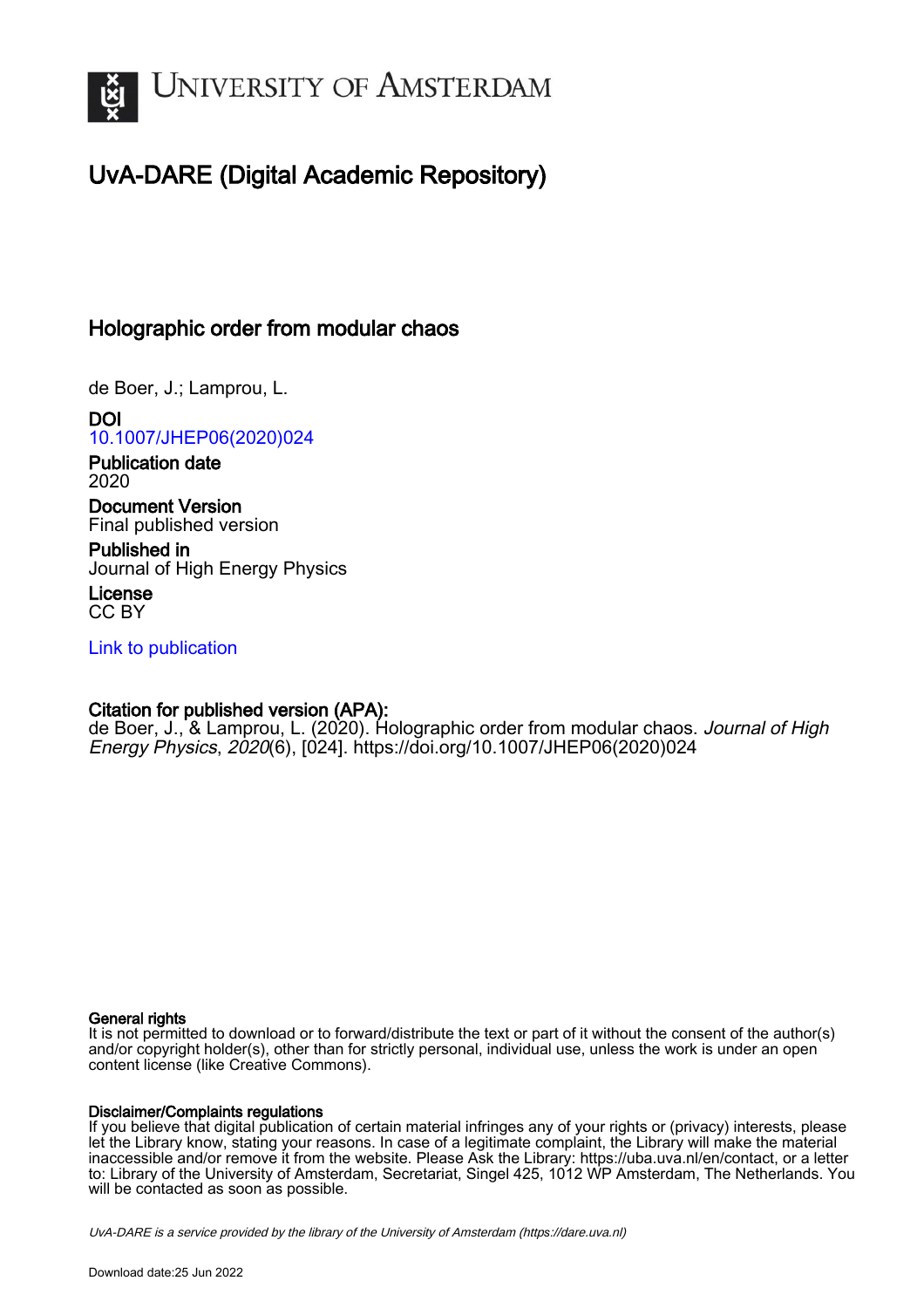UNIVERSITY OF AMSTERDAM

# UvA-DARE (Digital Academic Repository)

## Holographic order from modular chaos

de Boer, J.; Lamprou, L.

**DOI**
10.1007/JHEP06(2020)024

**Publication date**
2020

**Document Version**
Final published version

**Published in**
Journal of High Energy Physics

**License**
CC BY

Link to publication

**Citation for published version (APA):**
de Boer, J., & Lamprou, L. (2020). Holographic order from modular chaos. *Journal of High Energy Physics*, *2020*(6), [024]. https://doi.org/10.1007/JHEP06(2020)024

**General rights**
It is not permitted to download or to forward/distribute the text or part of it without the consent of the author(s) and/or copyright holder(s), other than for strictly personal, individual use, unless the work is under an open content license (like Creative Commons).

**Disclaimer/Complaints regulations**
If you believe that digital publication of certain material infringes any of your rights or (privacy) interests, please let the Library know, stating your reasons. In case of a legitimate complaint, the Library will make the material inaccessible and/or remove it from the website. Please Ask the Library: https://uba.uva.nl/en/contact, or a letter to: Library of the University of Amsterdam, Secretariat, Singel 425, 1012 WP Amsterdam, The Netherlands. You will be contacted as soon as possible.

*UvA-DARE is a service provided by the library of the University of Amsterdam (https://dare.uva.nl)*

Download date:25 Jun 2022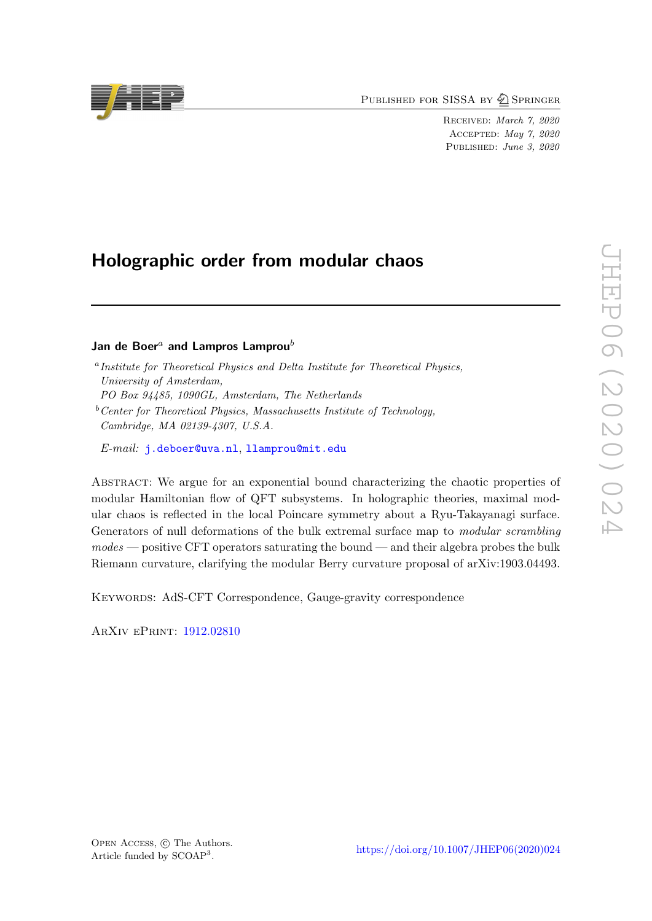# Holographic order from modular chaos

**Jan de Boer**[a] **and Lampros Lamprou**[b]

[a] *Institute for Theoretical Physics and Delta Institute for Theoretical Physics, University of Amsterdam, PO Box 94485, 1090GL, Amsterdam, The Netherlands*

[b] *Center for Theoretical Physics, Massachusetts Institute of Technology, Cambridge, MA 02139-4307, U.S.A.*

*E-mail:* j.deboer@uva.nl, llamprou@mit.edu

Abstract: We argue for an exponential bound characterizing the chaotic properties of modular Hamiltonian flow of QFT subsystems. In holographic theories, maximal modular chaos is reflected in the local Poincare symmetry about a Ryu-Takayanagi surface. Generators of null deformations of the bulk extremal surface map to *modular scrambling modes* — positive CFT operators saturating the bound — and their algebra probes the bulk Riemann curvature, clarifying the modular Berry curvature proposal of arXiv:1903.04493.

Keywords: AdS-CFT Correspondence, Gauge-gravity correspondence

ArXiv ePrint: 1912.02810

Open Access, © The Authors.
Article funded by SCOAP[3].

https://doi.org/10.1007/JHEP06(2020)024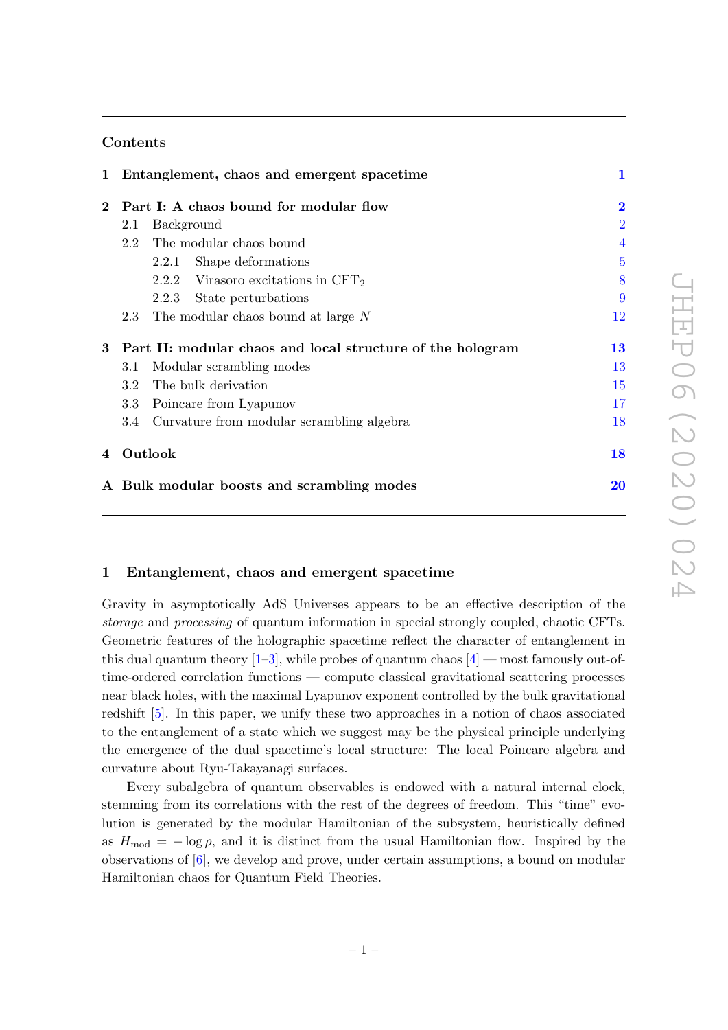## Contents

| | | |
|---|---|---|
| **1** | **Entanglement, chaos and emergent spacetime** | **1** |
| **2** | **Part I: A chaos bound for modular flow** | **2** |
| 2.1 | Background | 2 |
| 2.2 | The modular chaos bound | 4 |
| 2.2.1 | Shape deformations | 5 |
| 2.2.2 | Virasoro excitations in $CFT_2$ | 8 |
| 2.2.3 | State perturbations | 9 |
| 2.3 | The modular chaos bound at large $N$ | 12 |
| **3** | **Part II: modular chaos and local structure of the hologram** | **13** |
| 3.1 | Modular scrambling modes | 13 |
| 3.2 | The bulk derivation | 15 |
| 3.3 | Poincare from Lyapunov | 17 |
| 3.4 | Curvature from modular scrambling algebra | 18 |
| **4** | **Outlook** | **18** |
| **A** | **Bulk modular boosts and scrambling modes** | **20** |

## 1 Entanglement, chaos and emergent spacetime

Gravity in asymptotically AdS Universes appears to be an effective description of the *storage* and *processing* of quantum information in special strongly coupled, chaotic CFTs. Geometric features of the holographic spacetime reflect the character of entanglement in this dual quantum theory [1–3], while probes of quantum chaos [4] — most famously out-of-time-ordered correlation functions — compute classical gravitational scattering processes near black holes, with the maximal Lyapunov exponent controlled by the bulk gravitational redshift [5]. In this paper, we unify these two approaches in a notion of chaos associated to the entanglement of a state which we suggest may be the physical principle underlying the emergence of the dual spacetime's local structure: The local Poincare algebra and curvature about Ryu-Takayanagi surfaces.

Every subalgebra of quantum observables is endowed with a natural internal clock, stemming from its correlations with the rest of the degrees of freedom. This "time" evolution is generated by the modular Hamiltonian of the subsystem, heuristically defined as $H_{\text{mod}} = -\log \rho$, and it is distinct from the usual Hamiltonian flow. Inspired by the observations of [6], we develop and prove, under certain assumptions, a bound on modular Hamiltonian chaos for Quantum Field Theories.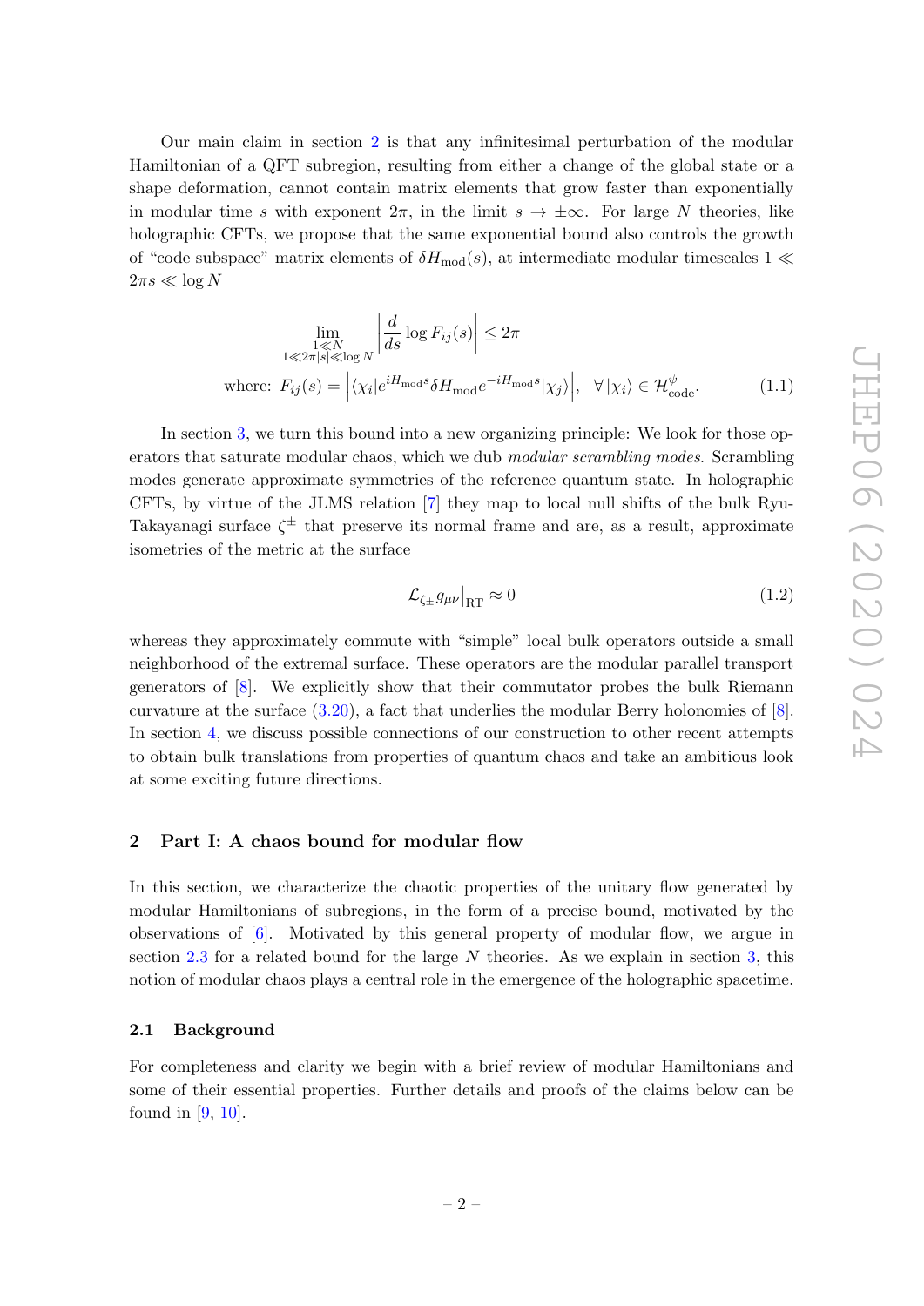Our main claim in section 2 is that any infinitesimal perturbation of the modular Hamiltonian of a QFT subregion, resulting from either a change of the global state or a shape deformation, cannot contain matrix elements that grow faster than exponentially in modular time $s$ with exponent $2\pi$, in the limit $s \to \pm\infty$. For large $N$ theories, like holographic CFTs, we propose that the same exponential bound also controls the growth of "code subspace" matrix elements of $\delta H_{\rm mod}(s)$, at intermediate modular timescales $1 \ll 2\pi s \ll \log N$

$$
\lim_{\substack{1 \ll N \\ 1 \ll 2\pi|s| \ll \log N}} \left| \frac{d}{ds} \log F_{ij}(s) \right| \leq 2\pi
$$

$$
\text{where: } F_{ij}(s) = \left| \langle \chi_i | e^{iH_{\rm mod}s} \delta H_{\rm mod} e^{-iH_{\rm mod}s} | \chi_j \rangle \right|, \quad \forall |\chi_i\rangle \in \mathcal{H}^{\psi}_{\rm code}. \tag{1.1}
$$

In section 3, we turn this bound into a new organizing principle: We look for those operators that saturate modular chaos, which we dub *modular scrambling modes*. Scrambling modes generate approximate symmetries of the reference quantum state. In holographic CFTs, by virtue of the JLMS relation [7] they map to local null shifts of the bulk Ryu-Takayanagi surface $\zeta^{\pm}$ that preserve its normal frame and are, as a result, approximate isometries of the metric at the surface

$$
\mathcal{L}_{\zeta_{\pm}} g_{\mu\nu}\big|_{\rm RT} \approx 0 \tag{1.2}
$$

whereas they approximately commute with "simple" local bulk operators outside a small neighborhood of the extremal surface. These operators are the modular parallel transport generators of [8]. We explicitly show that their commutator probes the bulk Riemann curvature at the surface (3.20), a fact that underlies the modular Berry holonomies of [8]. In section 4, we discuss possible connections of our construction to other recent attempts to obtain bulk translations from properties of quantum chaos and take an ambitious look at some exciting future directions.

## 2 Part I: A chaos bound for modular flow

In this section, we characterize the chaotic properties of the unitary flow generated by modular Hamiltonians of subregions, in the form of a precise bound, motivated by the observations of [6]. Motivated by this general property of modular flow, we argue in section 2.3 for a related bound for the large $N$ theories. As we explain in section 3, this notion of modular chaos plays a central role in the emergence of the holographic spacetime.

### 2.1 Background

For completeness and clarity we begin with a brief review of modular Hamiltonians and some of their essential properties. Further details and proofs of the claims below can be found in [9, 10].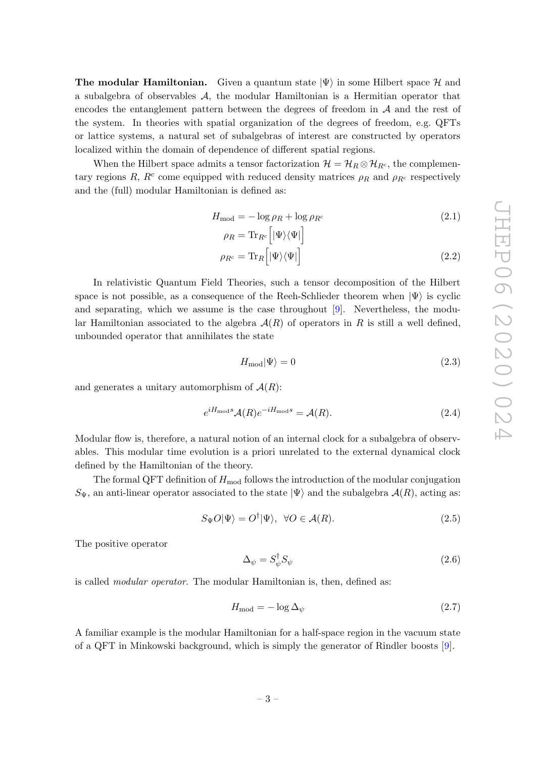**The modular Hamiltonian.** Given a quantum state $|\Psi\rangle$ in some Hilbert space $\mathcal{H}$ and a subalgebra of observables $\mathcal{A}$, the modular Hamiltonian is a Hermitian operator that encodes the entanglement pattern between the degrees of freedom in $\mathcal{A}$ and the rest of the system. In theories with spatial organization of the degrees of freedom, e.g. QFTs or lattice systems, a natural set of subalgebras of interest are constructed by operators localized within the domain of dependence of different spatial regions.

When the Hilbert space admits a tensor factorization $\mathcal{H} = \mathcal{H}_R \otimes \mathcal{H}_{R^c}$, the complementary regions $R$, $R^c$ come equipped with reduced density matrices $\rho_R$ and $\rho_{R^c}$ respectively and the (full) modular Hamiltonian is defined as:

$$H_{\text{mod}} = -\log \rho_R + \log \rho_{R^c} \tag{2.1}$$

$$\rho_R = \text{Tr}_{R^c}\Big[|\Psi\rangle\langle\Psi|\Big]$$

$$\rho_{R^c} = \text{Tr}_R\Big[|\Psi\rangle\langle\Psi|\Big] \tag{2.2}$$

In relativistic Quantum Field Theories, such a tensor decomposition of the Hilbert space is not possible, as a consequence of the Reeh-Schlieder theorem when $|\Psi\rangle$ is cyclic and separating, which we assume is the case throughout [9]. Nevertheless, the modular Hamiltonian associated to the algebra $\mathcal{A}(R)$ of operators in $R$ is still a well defined, unbounded operator that annihilates the state

$$H_{\text{mod}}|\Psi\rangle = 0 \tag{2.3}$$

and generates a unitary automorphism of $\mathcal{A}(R)$:

$$e^{iH_{\text{mod}}s}\mathcal{A}(R)e^{-iH_{\text{mod}}s} = \mathcal{A}(R). \tag{2.4}$$

Modular flow is, therefore, a natural notion of an internal clock for a subalgebra of observables. This modular time evolution is a priori unrelated to the external dynamical clock defined by the Hamiltonian of the theory.

The formal QFT definition of $H_{\text{mod}}$ follows the introduction of the modular conjugation $S_\Psi$, an anti-linear operator associated to the state $|\Psi\rangle$ and the subalgebra $\mathcal{A}(R)$, acting as:

$$S_\Psi O|\Psi\rangle = O^\dagger|\Psi\rangle, \ \ \forall O \in \mathcal{A}(R). \tag{2.5}$$

The positive operator

$$\Delta_\psi = S_\psi^\dagger S_\psi \tag{2.6}$$

is called *modular operator*. The modular Hamiltonian is, then, defined as:

$$H_{\text{mod}} = -\log \Delta_\psi \tag{2.7}$$

A familiar example is the modular Hamiltonian for a half-space region in the vacuum state of a QFT in Minkowski background, which is simply the generator of Rindler boosts [9].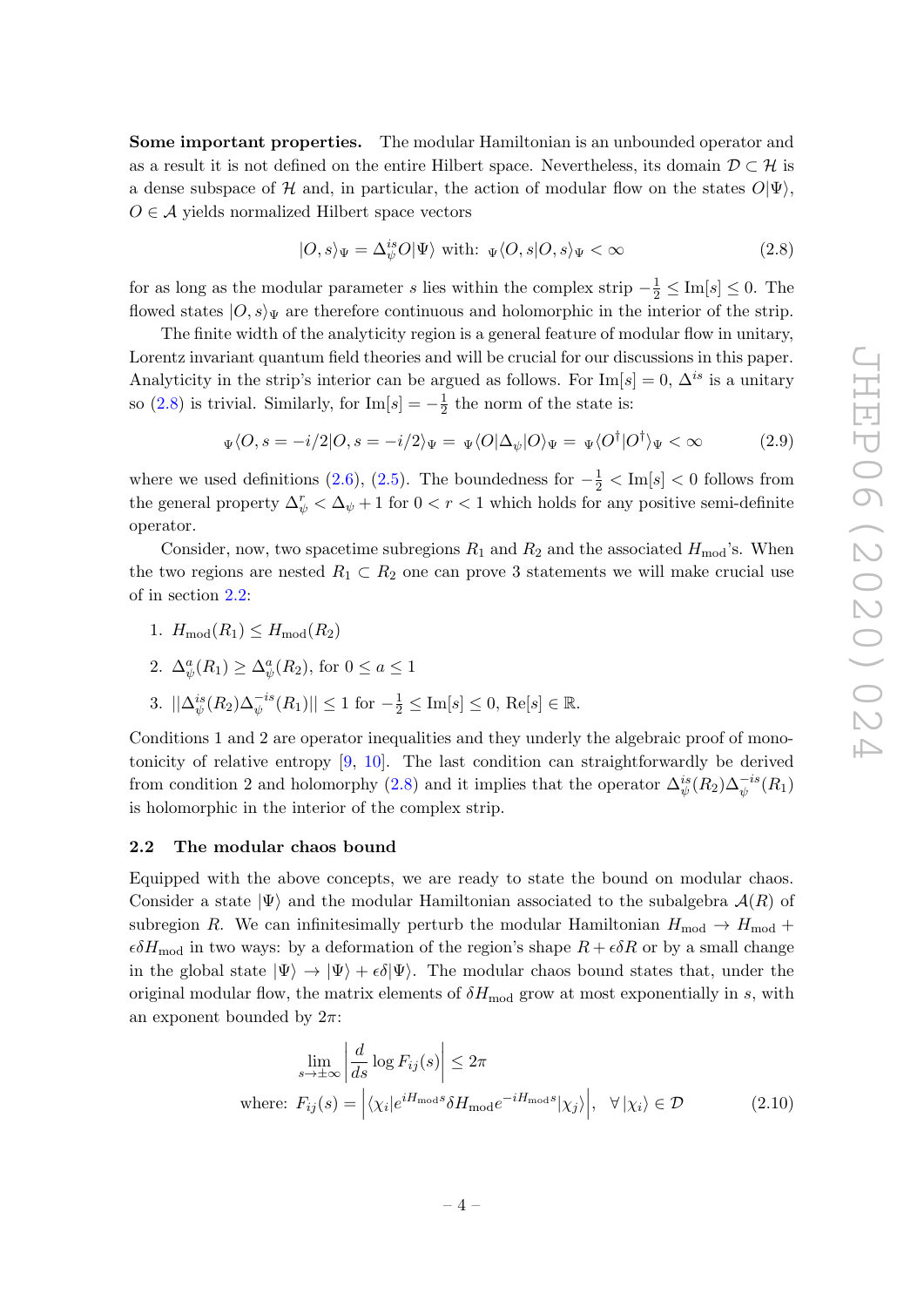**Some important properties.** The modular Hamiltonian is an unbounded operator and as a result it is not defined on the entire Hilbert space. Nevertheless, its domain $\mathcal{D} \subset \mathcal{H}$ is a dense subspace of $\mathcal{H}$ and, in particular, the action of modular flow on the states $O|\Psi\rangle$, $O \in \mathcal{A}$ yields normalized Hilbert space vectors

$$|O, s\rangle_\Psi = \Delta_\psi^{is} O|\Psi\rangle \text{ with: } {}_\Psi\langle O, s|O, s\rangle_\Psi < \infty \tag{2.8}$$

for as long as the modular parameter $s$ lies within the complex strip $-\frac{1}{2} \leq \text{Im}[s] \leq 0$. The flowed states $|O, s\rangle_\Psi$ are therefore continuous and holomorphic in the interior of the strip.

The finite width of the analyticity region is a general feature of modular flow in unitary, Lorentz invariant quantum field theories and will be crucial for our discussions in this paper. Analyticity in the strip's interior can be argued as follows. For $\text{Im}[s] = 0$, $\Delta^{is}$ is a unitary so (2.8) is trivial. Similarly, for $\text{Im}[s] = -\frac{1}{2}$ the norm of the state is:

$${}_\Psi\langle O, s = -i/2|O, s = -i/2\rangle_\Psi = {}_\Psi\langle O|\Delta_\psi|O\rangle_\Psi = {}_\Psi\langle O^\dagger|O^\dagger\rangle_\Psi < \infty \tag{2.9}$$

where we used definitions (2.6), (2.5). The boundedness for $-\frac{1}{2} < \text{Im}[s] < 0$ follows from the general property $\Delta_\psi^r < \Delta_\psi + 1$ for $0 < r < 1$ which holds for any positive semi-definite operator.

Consider, now, two spacetime subregions $R_1$ and $R_2$ and the associated $H_{\text{mod}}$'s. When the two regions are nested $R_1 \subset R_2$ one can prove 3 statements we will make crucial use of in section 2.2:

1. $H_{\text{mod}}(R_1) \leq H_{\text{mod}}(R_2)$
2. $\Delta_\psi^a(R_1) \geq \Delta_\psi^a(R_2)$, for $0 \leq a \leq 1$
3. $||\Delta_\psi^{is}(R_2)\Delta_\psi^{-is}(R_1)|| \leq 1$ for $-\frac{1}{2} \leq \text{Im}[s] \leq 0$, $\text{Re}[s] \in \mathbb{R}$.

Conditions 1 and 2 are operator inequalities and they underly the algebraic proof of monotonicity of relative entropy [9, 10]. The last condition can straightforwardly be derived from condition 2 and holomorphy (2.8) and it implies that the operator $\Delta_\psi^{is}(R_2)\Delta_\psi^{-is}(R_1)$ is holomorphic in the interior of the complex strip.

### 2.2 The modular chaos bound

Equipped with the above concepts, we are ready to state the bound on modular chaos. Consider a state $|\Psi\rangle$ and the modular Hamiltonian associated to the subalgebra $\mathcal{A}(R)$ of subregion $R$. We can infinitesimally perturb the modular Hamiltonian $H_{\text{mod}} \to H_{\text{mod}} + \epsilon\delta H_{\text{mod}}$ in two ways: by a deformation of the region's shape $R + \epsilon\delta R$ or by a small change in the global state $|\Psi\rangle \to |\Psi\rangle + \epsilon\delta|\Psi\rangle$. The modular chaos bound states that, under the original modular flow, the matrix elements of $\delta H_{\text{mod}}$ grow at most exponentially in $s$, with an exponent bounded by $2\pi$:

$$\lim_{s\to\pm\infty} \left|\frac{d}{ds} \log F_{ij}(s)\right| \leq 2\pi$$
$$\text{where: } F_{ij}(s) = \left|\langle\chi_i|e^{iH_{\text{mod}}s}\delta H_{\text{mod}}e^{-iH_{\text{mod}}s}|\chi_j\rangle\right|, \quad \forall\, |\chi_i\rangle \in \mathcal{D} \tag{2.10}$$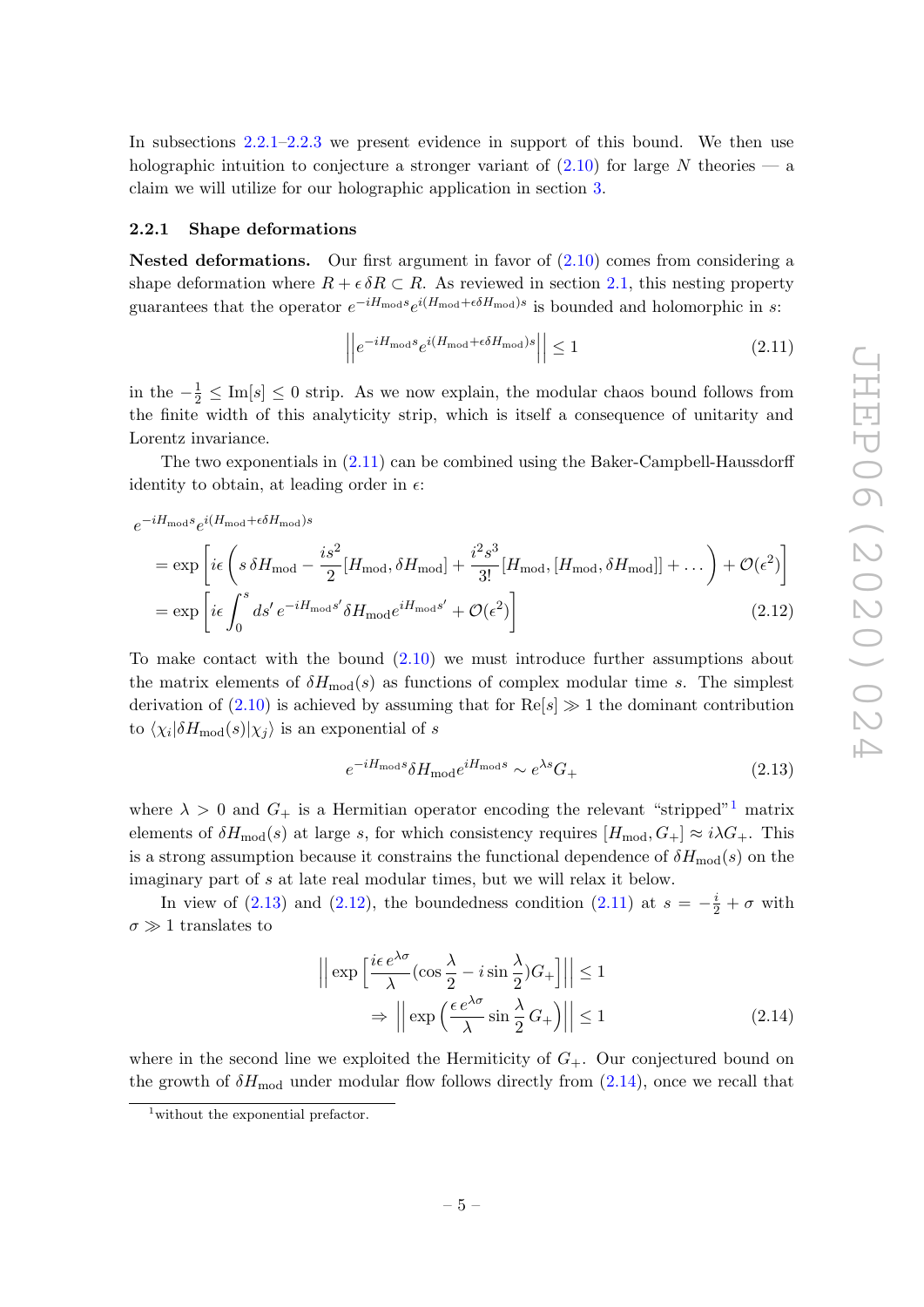In subsections 2.2.1–2.2.3 we present evidence in support of this bound. We then use holographic intuition to conjecture a stronger variant of (2.10) for large $N$ theories — a claim we will utilize for our holographic application in section 3.

### 2.2.1 Shape deformations

**Nested deformations.** Our first argument in favor of (2.10) comes from considering a shape deformation where $R + \epsilon\, \delta R \subset R$. As reviewed in section 2.1, this nesting property guarantees that the operator $e^{-iH_{\rm mod}s}e^{i(H_{\rm mod}+\epsilon\delta H_{\rm mod})s}$ is bounded and holomorphic in $s$:

$$\left|\left|e^{-iH_{\rm mod}s}e^{i(H_{\rm mod}+\epsilon\delta H_{\rm mod})s}\right|\right| \leq 1 \tag{2.11}$$

in the $-\frac{1}{2} \leq {\rm Im}[s] \leq 0$ strip. As we now explain, the modular chaos bound follows from the finite width of this analyticity strip, which is itself a consequence of unitarity and Lorentz invariance.

The two exponentials in (2.11) can be combined using the Baker-Campbell-Haussdorff identity to obtain, at leading order in $\epsilon$:

$$\begin{aligned}
&e^{-iH_{\rm mod}s}e^{i(H_{\rm mod}+\epsilon\delta H_{\rm mod})s} \\
&\quad = \exp\left[i\epsilon\left(s\,\delta H_{\rm mod} - \frac{is^2}{2}[H_{\rm mod},\delta H_{\rm mod}] + \frac{i^2s^3}{3!}[H_{\rm mod},[H_{\rm mod},\delta H_{\rm mod}]] + \dots\right) + \mathcal{O}(\epsilon^2)\right] \\
&\quad = \exp\left[i\epsilon\int_0^s ds'\, e^{-iH_{\rm mod}s'}\delta H_{\rm mod}e^{iH_{\rm mod}s'} + \mathcal{O}(\epsilon^2)\right]
\end{aligned} \tag{2.12}$$

To make contact with the bound (2.10) we must introduce further assumptions about the matrix elements of $\delta H_{\rm mod}(s)$ as functions of complex modular time $s$. The simplest derivation of (2.10) is achieved by assuming that for ${\rm Re}[s] \gg 1$ the dominant contribution to $\langle\chi_i|\delta H_{\rm mod}(s)|\chi_j\rangle$ is an exponential of $s$

$$e^{-iH_{\rm mod}s}\delta H_{\rm mod}e^{iH_{\rm mod}s} \sim e^{\lambda s}G_+ \tag{2.13}$$

where $\lambda > 0$ and $G_+$ is a Hermitian operator encoding the relevant "stripped"[1] matrix elements of $\delta H_{\rm mod}(s)$ at large $s$, for which consistency requires $[H_{\rm mod}, G_+] \approx i\lambda G_+$. This is a strong assumption because it constrains the functional dependence of $\delta H_{\rm mod}(s)$ on the imaginary part of $s$ at late real modular times, but we will relax it below.

In view of (2.13) and (2.12), the boundedness condition (2.11) at $s = -\frac{i}{2} + \sigma$ with $\sigma \gg 1$ translates to

$$\begin{aligned}
&\left|\left|\exp\left[\frac{i\epsilon\, e^{\lambda\sigma}}{\lambda}(\cos\frac{\lambda}{2} - i\sin\frac{\lambda}{2})G_+\right]\right|\right| \leq 1 \\
&\qquad \Rightarrow \left|\left|\exp\left(\frac{\epsilon\, e^{\lambda\sigma}}{\lambda}\sin\frac{\lambda}{2}\,G_+\right)\right|\right| \leq 1
\end{aligned} \tag{2.14}$$

where in the second line we exploited the Hermiticity of $G_+$. Our conjectured bound on the growth of $\delta H_{\rm mod}$ under modular flow follows directly from (2.14), once we recall that

[1] without the exponential prefactor.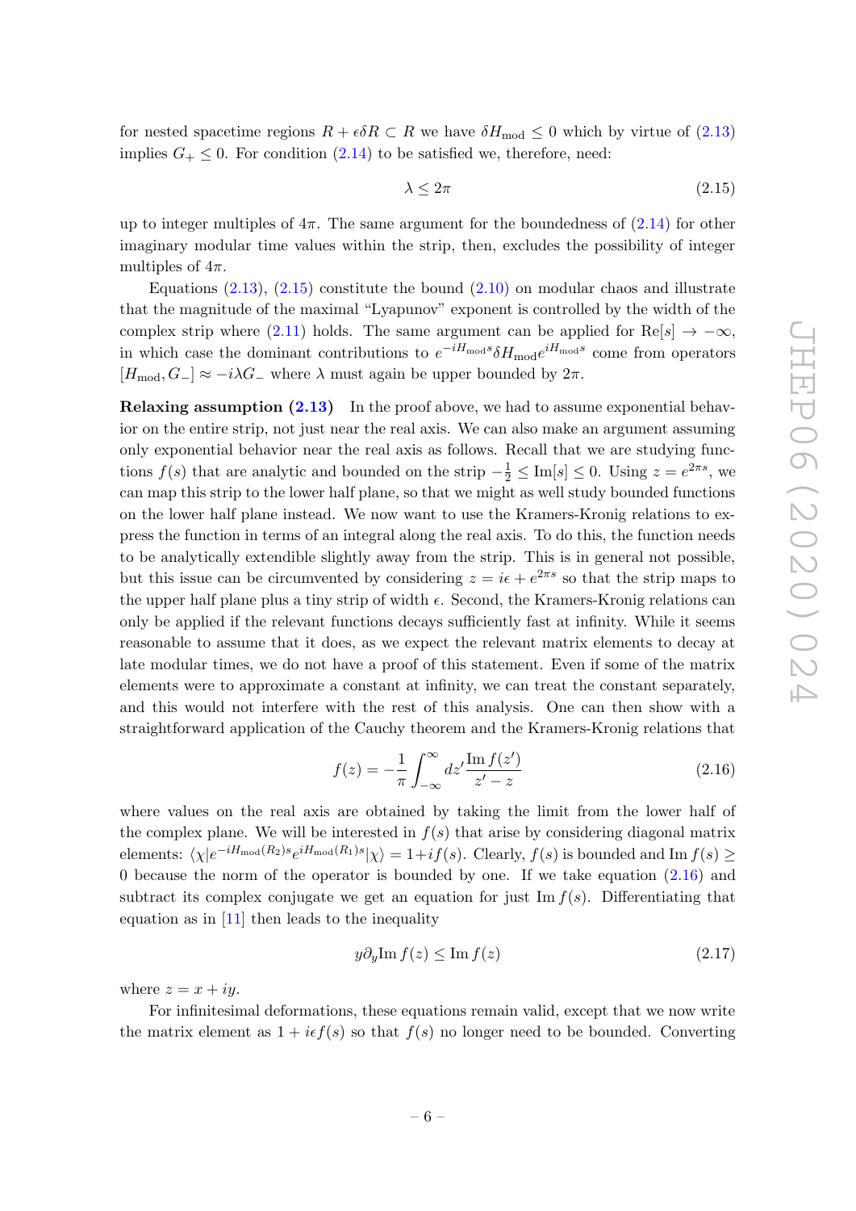for nested spacetime regions $R + \epsilon\delta R \subset R$ we have $\delta H_{\rm mod} \leq 0$ which by virtue of (2.13) implies $G_+ \leq 0$. For condition (2.14) to be satisfied we, therefore, need:

$$\lambda \leq 2\pi \tag{2.15}$$

up to integer multiples of $4\pi$. The same argument for the boundedness of (2.14) for other imaginary modular time values within the strip, then, excludes the possibility of integer multiples of $4\pi$.

Equations (2.13), (2.15) constitute the bound (2.10) on modular chaos and illustrate that the magnitude of the maximal "Lyapunov" exponent is controlled by the width of the complex strip where (2.11) holds. The same argument can be applied for $\text{Re}[s] \to -\infty$, in which case the dominant contributions to $e^{-iH_{\rm mod}s}\delta H_{\rm mod}e^{iH_{\rm mod}s}$ come from operators $[H_{\rm mod}, G_-] \approx -i\lambda G_-$ where $\lambda$ must again be upper bounded by $2\pi$.

**Relaxing assumption (2.13)** In the proof above, we had to assume exponential behavior on the entire strip, not just near the real axis. We can also make an argument assuming only exponential behavior near the real axis as follows. Recall that we are studying functions $f(s)$ that are analytic and bounded on the strip $-\frac{1}{2} \leq \text{Im}[s] \leq 0$. Using $z = e^{2\pi s}$, we can map this strip to the lower half plane, so that we might as well study bounded functions on the lower half plane instead. We now want to use the Kramers-Kronig relations to express the function in terms of an integral along the real axis. To do this, the function needs to be analytically extendible slightly away from the strip. This is in general not possible, but this issue can be circumvented by considering $z = i\epsilon + e^{2\pi s}$ so that the strip maps to the upper half plane plus a tiny strip of width $\epsilon$. Second, the Kramers-Kronig relations can only be applied if the relevant functions decays sufficiently fast at infinity. While it seems reasonable to assume that it does, as we expect the relevant matrix elements to decay at late modular times, we do not have a proof of this statement. Even if some of the matrix elements were to approximate a constant at infinity, we can treat the constant separately, and this would not interfere with the rest of this analysis. One can then show with a straightforward application of the Cauchy theorem and the Kramers-Kronig relations that

$$f(z) = -\frac{1}{\pi}\int_{-\infty}^{\infty} dz' \frac{\text{Im}\, f(z')}{z' - z} \tag{2.16}$$

where values on the real axis are obtained by taking the limit from the lower half of the complex plane. We will be interested in $f(s)$ that arise by considering diagonal matrix elements: $\langle\chi|e^{-iH_{\rm mod}(R_2)s}e^{iH_{\rm mod}(R_1)s}|\chi\rangle = 1 + if(s)$. Clearly, $f(s)$ is bounded and $\text{Im}\, f(s) \geq 0$ because the norm of the operator is bounded by one. If we take equation (2.16) and subtract its complex conjugate we get an equation for just $\text{Im}\, f(s)$. Differentiating that equation as in [11] then leads to the inequality

$$y\partial_y \text{Im}\, f(z) \leq \text{Im}\, f(z) \tag{2.17}$$

where $z = x + iy$.

For infinitesimal deformations, these equations remain valid, except that we now write the matrix element as $1 + i\epsilon f(s)$ so that $f(s)$ no longer need to be bounded. Converting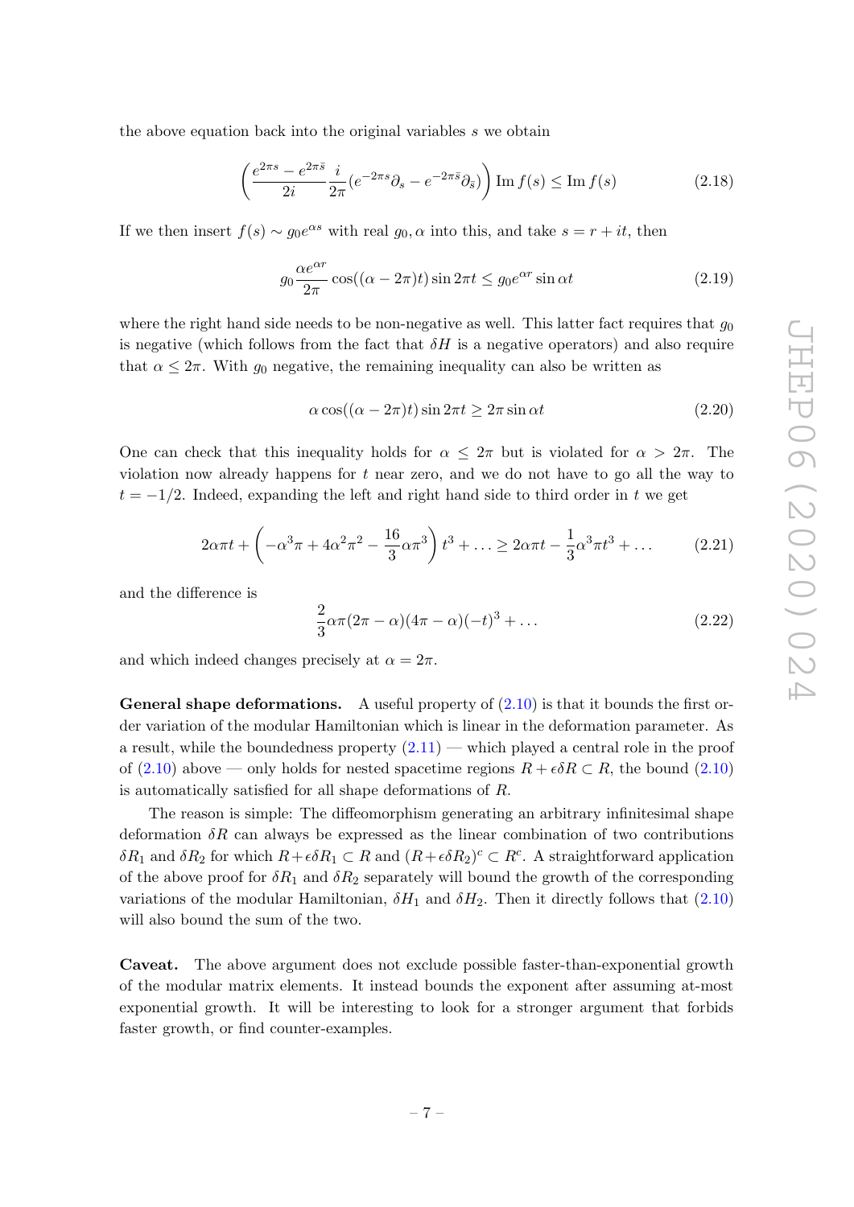the above equation back into the original variables $s$ we obtain

$$\left(\frac{e^{2\pi s}-e^{2\pi\bar{s}}}{2i}\frac{i}{2\pi}(e^{-2\pi s}\partial_s - e^{-2\pi\bar{s}}\partial_{\bar{s}})\right)\operatorname{Im} f(s) \leq \operatorname{Im} f(s) \tag{2.18}$$

If we then insert $f(s) \sim g_0 e^{\alpha s}$ with real $g_0, \alpha$ into this, and take $s = r + it$, then

$$g_0 \frac{\alpha e^{\alpha r}}{2\pi}\cos((\alpha - 2\pi)t)\sin 2\pi t \leq g_0 e^{\alpha r}\sin \alpha t \tag{2.19}$$

where the right hand side needs to be non-negative as well. This latter fact requires that $g_0$ is negative (which follows from the fact that $\delta H$ is a negative operators) and also require that $\alpha \leq 2\pi$. With $g_0$ negative, the remaining inequality can also be written as

$$\alpha\cos((\alpha-2\pi)t)\sin 2\pi t \geq 2\pi \sin \alpha t \tag{2.20}$$

One can check that this inequality holds for $\alpha \leq 2\pi$ but is violated for $\alpha > 2\pi$. The violation now already happens for $t$ near zero, and we do not have to go all the way to $t = -1/2$. Indeed, expanding the left and right hand side to third order in $t$ we get

$$2\alpha\pi t + \left(-\alpha^3\pi + 4\alpha^2\pi^2 - \frac{16}{3}\alpha\pi^3\right)t^3 + \ldots \geq 2\alpha\pi t - \frac{1}{3}\alpha^3\pi t^3 + \ldots \tag{2.21}$$

and the difference is

$$\frac{2}{3}\alpha\pi(2\pi - \alpha)(4\pi - \alpha)(-t)^3 + \ldots \tag{2.22}$$

and which indeed changes precisely at $\alpha = 2\pi$.

**General shape deformations.** A useful property of (2.10) is that it bounds the first order variation of the modular Hamiltonian which is linear in the deformation parameter. As a result, while the boundedness property (2.11) — which played a central role in the proof of (2.10) above — only holds for nested spacetime regions $R + \epsilon\delta R \subset R$, the bound (2.10) is automatically satisfied for all shape deformations of $R$.

The reason is simple: The diffeomorphism generating an arbitrary infinitesimal shape deformation $\delta R$ can always be expressed as the linear combination of two contributions $\delta R_1$ and $\delta R_2$ for which $R + \epsilon\delta R_1 \subset R$ and $(R + \epsilon\delta R_2)^c \subset R^c$. A straightforward application of the above proof for $\delta R_1$ and $\delta R_2$ separately will bound the growth of the corresponding variations of the modular Hamiltonian, $\delta H_1$ and $\delta H_2$. Then it directly follows that (2.10) will also bound the sum of the two.

**Caveat.** The above argument does not exclude possible faster-than-exponential growth of the modular matrix elements. It instead bounds the exponent after assuming at-most exponential growth. It will be interesting to look for a stronger argument that forbids faster growth, or find counter-examples.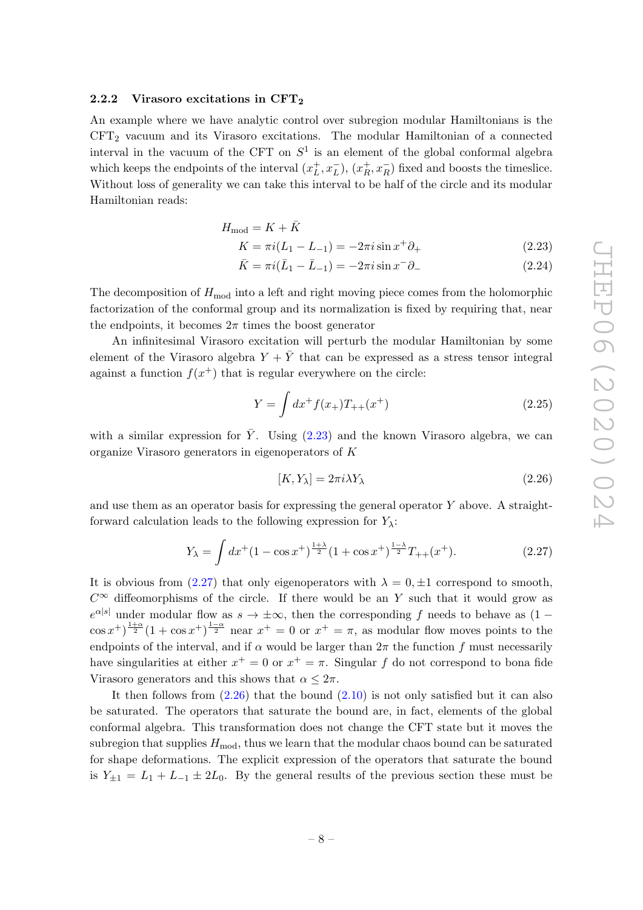### 2.2.2 Virasoro excitations in CFT$_2$

An example where we have analytic control over subregion modular Hamiltonians is the CFT$_2$ vacuum and its Virasoro excitations. The modular Hamiltonian of a connected interval in the vacuum of the CFT on $S^1$ is an element of the global conformal algebra which keeps the endpoints of the interval $(x_L^+, x_L^-)$, $(x_R^+, x_R^-)$ fixed and boosts the timeslice. Without loss of generality we can take this interval to be half of the circle and its modular Hamiltonian reads:

$$
\begin{aligned}
H_{\text{mod}} &= K + \bar{K} \\
K &= \pi i (L_1 - L_{-1}) = -2\pi i \sin x^+ \partial_+ \qquad (2.23) \\
\bar{K} &= \pi i (\bar{L}_1 - \bar{L}_{-1}) = -2\pi i \sin x^- \partial_- \qquad (2.24)
\end{aligned}
$$

The decomposition of $H_{\text{mod}}$ into a left and right moving piece comes from the holomorphic factorization of the conformal group and its normalization is fixed by requiring that, near the endpoints, it becomes $2\pi$ times the boost generator

An infinitesimal Virasoro excitation will perturb the modular Hamiltonian by some element of the Virasoro algebra $Y + \bar{Y}$ that can be expressed as a stress tensor integral against a function $f(x^+)$ that is regular everywhere on the circle:

$$
Y = \int dx^+ f(x_+) T_{++}(x^+) \qquad (2.25)
$$

with a similar expression for $\bar{Y}$. Using (2.23) and the known Virasoro algebra, we can organize Virasoro generators in eigenoperators of $K$

$$
[K, Y_\lambda] = 2\pi i \lambda Y_\lambda \qquad (2.26)
$$

and use them as an operator basis for expressing the general operator $Y$ above. A straightforward calculation leads to the following expression for $Y_\lambda$:

$$
Y_\lambda = \int dx^+ (1 - \cos x^+)^{\frac{1+\lambda}{2}} (1 + \cos x^+)^{\frac{1-\lambda}{2}} T_{++}(x^+). \qquad (2.27)
$$

It is obvious from (2.27) that only eigenoperators with $\lambda = 0, \pm 1$ correspond to smooth, $C^\infty$ diffeomorphisms of the circle. If there would be an $Y$ such that it would grow as $e^{\alpha |s|}$ under modular flow as $s \to \pm\infty$, then the corresponding $f$ needs to behave as $(1 - \cos x^+)^{\frac{1+\alpha}{2}} (1 + \cos x^+)^{\frac{1-\alpha}{2}}$ near $x^+ = 0$ or $x^+ = \pi$, as modular flow moves points to the endpoints of the interval, and if $\alpha$ would be larger than $2\pi$ the function $f$ must necessarily have singularities at either $x^+ = 0$ or $x^+ = \pi$. Singular $f$ do not correspond to bona fide Virasoro generators and this shows that $\alpha \leq 2\pi$.

It then follows from (2.26) that the bound (2.10) is not only satisfied but it can also be saturated. The operators that saturate the bound are, in fact, elements of the global conformal algebra. This transformation does not change the CFT state but it moves the subregion that supplies $H_{\text{mod}}$, thus we learn that the modular chaos bound can be saturated for shape deformations. The explicit expression of the operators that saturate the bound is $Y_{\pm 1} = L_1 + L_{-1} \pm 2L_0$. By the general results of the previous section these must be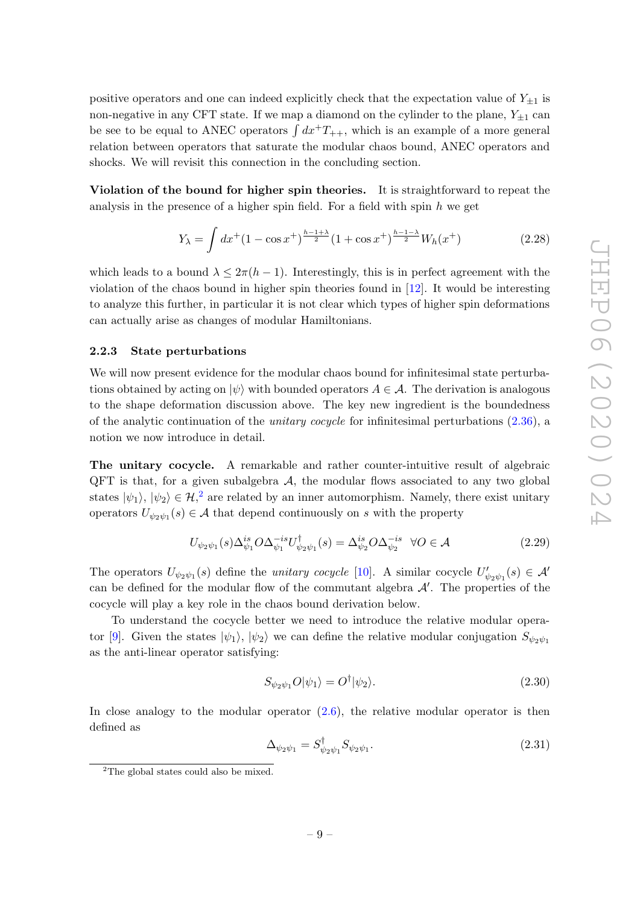positive operators and one can indeed explicitly check that the expectation value of $Y_{\pm 1}$ is non-negative in any CFT state. If we map a diamond on the cylinder to the plane, $Y_{\pm 1}$ can be see to be equal to ANEC operators $\int dx^+ T_{++}$, which is an example of a more general relation between operators that saturate the modular chaos bound, ANEC operators and shocks. We will revisit this connection in the concluding section.

**Violation of the bound for higher spin theories.** It is straightforward to repeat the analysis in the presence of a higher spin field. For a field with spin $h$ we get

$$Y_\lambda = \int dx^+ (1-\cos x^+)^{\frac{h-1+\lambda}{2}} (1+\cos x^+)^{\frac{h-1-\lambda}{2}} W_h(x^+) \tag{2.28}$$

which leads to a bound $\lambda \leq 2\pi(h-1)$. Interestingly, this is in perfect agreement with the violation of the chaos bound in higher spin theories found in [12]. It would be interesting to analyze this further, in particular it is not clear which types of higher spin deformations can actually arise as changes of modular Hamiltonians.

### 2.2.3 State perturbations

We will now present evidence for the modular chaos bound for infinitesimal state perturbations obtained by acting on $|\psi\rangle$ with bounded operators $A \in \mathcal{A}$. The derivation is analogous to the shape deformation discussion above. The key new ingredient is the boundedness of the analytic continuation of the *unitary cocycle* for infinitesimal perturbations (2.36), a notion we now introduce in detail.

**The unitary cocycle.** A remarkable and rather counter-intuitive result of algebraic QFT is that, for a given subalgebra $\mathcal{A}$, the modular flows associated to any two global states $|\psi_1\rangle$, $|\psi_2\rangle \in \mathcal{H}$,[2] are related by an inner automorphism. Namely, there exist unitary operators $U_{\psi_2\psi_1}(s) \in \mathcal{A}$ that depend continuously on $s$ with the property

$$U_{\psi_2\psi_1}(s)\Delta_{\psi_1}^{is} O \Delta_{\psi_1}^{-is} U_{\psi_2\psi_1}^\dagger(s) = \Delta_{\psi_2}^{is} O \Delta_{\psi_2}^{-is} \quad \forall O \in \mathcal{A} \tag{2.29}$$

The operators $U_{\psi_2\psi_1}(s)$ define the *unitary cocycle* [10]. A similar cocycle $U'_{\psi_2\psi_1}(s) \in \mathcal{A}'$ can be defined for the modular flow of the commutant algebra $\mathcal{A}'$. The properties of the cocycle will play a key role in the chaos bound derivation below.

To understand the cocycle better we need to introduce the relative modular operator [9]. Given the states $|\psi_1\rangle$, $|\psi_2\rangle$ we can define the relative modular conjugation $S_{\psi_2\psi_1}$ as the anti-linear operator satisfying:

$$S_{\psi_2\psi_1} O |\psi_1\rangle = O^\dagger |\psi_2\rangle. \tag{2.30}$$

In close analogy to the modular operator (2.6), the relative modular operator is then defined as

$$\Delta_{\psi_2\psi_1} = S_{\psi_2\psi_1}^\dagger S_{\psi_2\psi_1}. \tag{2.31}$$

[2] The global states could also be mixed.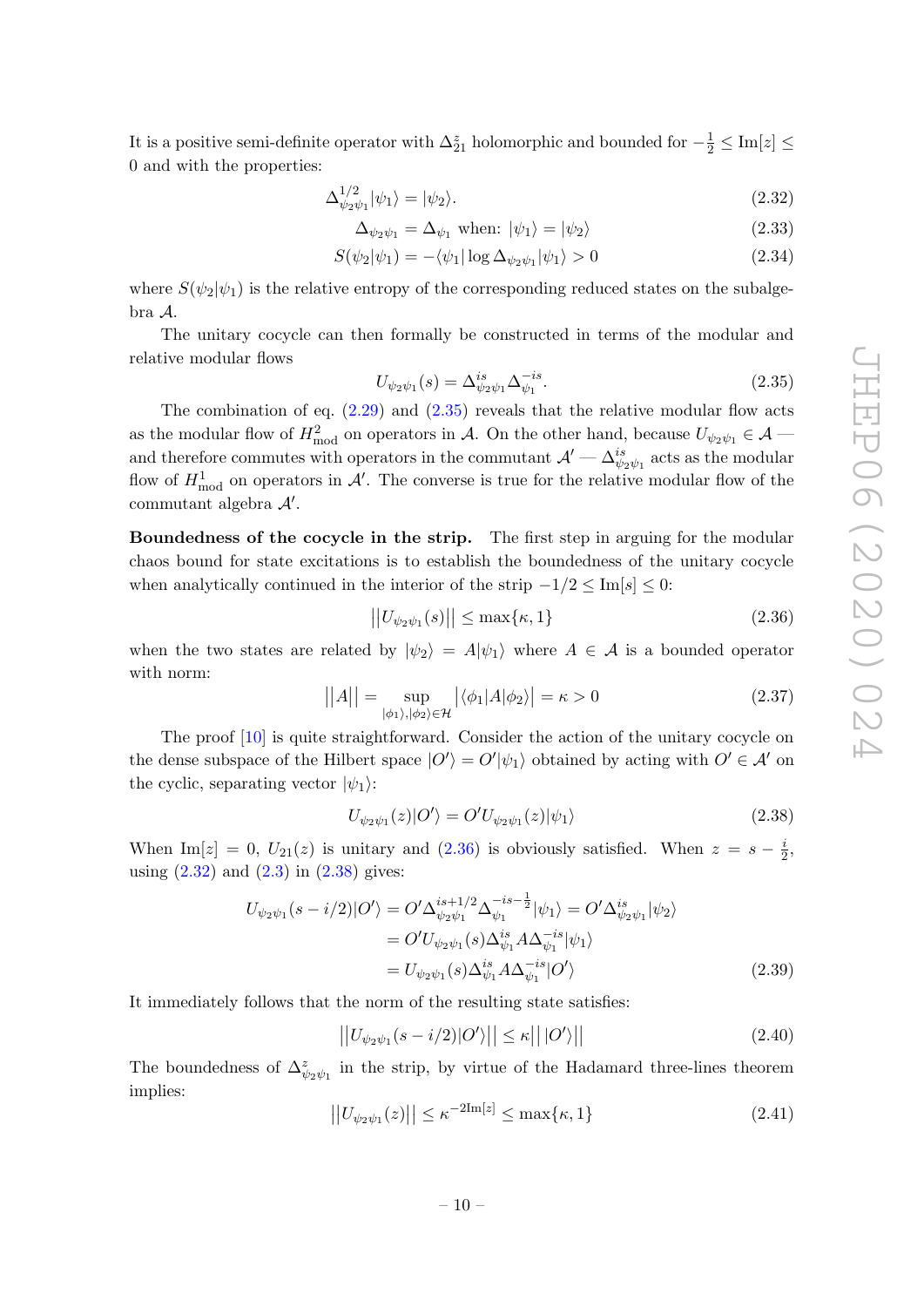It is a positive semi-definite operator with $\Delta_{21}^{z}$ holomorphic and bounded for $-\frac{1}{2} \leq \mathrm{Im}[z] \leq 0$ and with the properties:

$$\Delta_{\psi_2\psi_1}^{1/2}|\psi_1\rangle = |\psi_2\rangle. \tag{2.32}$$

$$\Delta_{\psi_2\psi_1} = \Delta_{\psi_1} \text{ when: } |\psi_1\rangle = |\psi_2\rangle \tag{2.33}$$

$$S(\psi_2|\psi_1) = -\langle\psi_1|\log\Delta_{\psi_2\psi_1}|\psi_1\rangle > 0 \tag{2.34}$$

where $S(\psi_2|\psi_1)$ is the relative entropy of the corresponding reduced states on the subalgebra $\mathcal{A}$.

The unitary cocycle can then formally be constructed in terms of the modular and relative modular flows

$$U_{\psi_2\psi_1}(s) = \Delta_{\psi_2\psi_1}^{is}\Delta_{\psi_1}^{-is}. \tag{2.35}$$

The combination of eq. (2.29) and (2.35) reveals that the relative modular flow acts as the modular flow of $H_{\mathrm{mod}}^2$ on operators in $\mathcal{A}$. On the other hand, because $U_{\psi_2\psi_1} \in \mathcal{A}$ — and therefore commutes with operators in the commutant $\mathcal{A}'$ — $\Delta_{\psi_2\psi_1}^{is}$ acts as the modular flow of $H_{\mathrm{mod}}^1$ on operators in $\mathcal{A}'$. The converse is true for the relative modular flow of the commutant algebra $\mathcal{A}'$.

**Boundedness of the cocycle in the strip.** The first step in arguing for the modular chaos bound for state excitations is to establish the boundedness of the unitary cocycle when analytically continued in the interior of the strip $-1/2 \leq \mathrm{Im}[s] \leq 0$:

$$\big|\big|U_{\psi_2\psi_1}(s)\big|\big| \leq \max\{\kappa, 1\} \tag{2.36}$$

when the two states are related by $|\psi_2\rangle = A|\psi_1\rangle$ where $A \in \mathcal{A}$ is a bounded operator with norm:

$$\big|\big|A\big|\big| = \sup_{|\phi_1\rangle,|\phi_2\rangle\in\mathcal{H}} \big|\langle\phi_1|A|\phi_2\rangle\big| = \kappa > 0 \tag{2.37}$$

The proof [10] is quite straightforward. Consider the action of the unitary cocycle on the dense subspace of the Hilbert space $|O'\rangle = O'|\psi_1\rangle$ obtained by acting with $O' \in \mathcal{A}'$ on the cyclic, separating vector $|\psi_1\rangle$:

$$U_{\psi_2\psi_1}(z)|O'\rangle = O'U_{\psi_2\psi_1}(z)|\psi_1\rangle \tag{2.38}$$

When $\mathrm{Im}[z] = 0$, $U_{21}(z)$ is unitary and (2.36) is obviously satisfied. When $z = s - \frac{i}{2}$, using (2.32) and (2.3) in (2.38) gives:

$$\begin{aligned}
U_{\psi_2\psi_1}(s - i/2)|O'\rangle &= O'\Delta_{\psi_2\psi_1}^{is+1/2}\Delta_{\psi_1}^{-is-\frac{1}{2}}|\psi_1\rangle = O'\Delta_{\psi_2\psi_1}^{is}|\psi_2\rangle \\
&= O'U_{\psi_2\psi_1}(s)\Delta_{\psi_1}^{is}A\Delta_{\psi_1}^{-is}|\psi_1\rangle \\
&= U_{\psi_2\psi_1}(s)\Delta_{\psi_1}^{is}A\Delta_{\psi_1}^{-is}|O'\rangle
\end{aligned} \tag{2.39}$$

It immediately follows that the norm of the resulting state satisfies:

$$\big|\big|U_{\psi_2\psi_1}(s - i/2)|O'\rangle\big|\big| \leq \kappa\big|\big|\,|O'\rangle\big|\big| \tag{2.40}$$

The boundedness of $\Delta_{\psi_2\psi_1}^{z}$ in the strip, by virtue of the Hadamard three-lines theorem implies:

$$\big|\big|U_{\psi_2\psi_1}(z)\big|\big| \leq \kappa^{-2\mathrm{Im}[z]} \leq \max\{\kappa, 1\} \tag{2.41}$$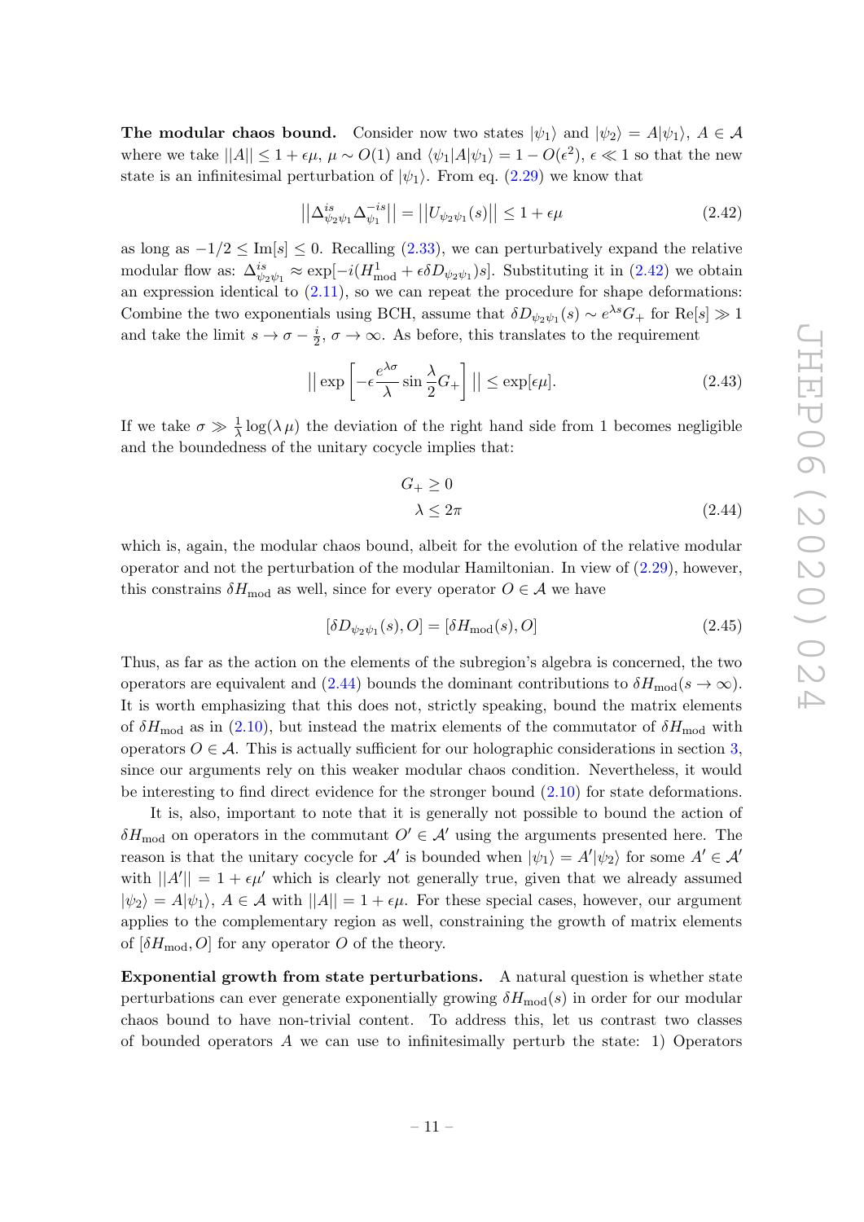**The modular chaos bound.** Consider now two states $|\psi_1\rangle$ and $|\psi_2\rangle = A|\psi_1\rangle$, $A \in \mathcal{A}$ where we take $||A|| \leq 1 + \epsilon\mu$, $\mu \sim O(1)$ and $\langle\psi_1|A|\psi_1\rangle = 1 - O(\epsilon^2)$, $\epsilon \ll 1$ so that the new state is an infinitesimal perturbation of $|\psi_1\rangle$. From eq. (2.29) we know that

$$||\Delta^{is}_{\psi_2\psi_1}\Delta^{-is}_{\psi_1}|| = ||U_{\psi_2\psi_1}(s)|| \leq 1 + \epsilon\mu \tag{2.42}$$

as long as $-1/2 \leq \text{Im}[s] \leq 0$. Recalling (2.33), we can perturbatively expand the relative modular flow as: $\Delta^{is}_{\psi_2\psi_1} \approx \exp[-i(H^1_{\text{mod}} + \epsilon\delta D_{\psi_2\psi_1})s]$. Substituting it in (2.42) we obtain an expression identical to (2.11), so we can repeat the procedure for shape deformations: Combine the two exponentials using BCH, assume that $\delta D_{\psi_2\psi_1}(s) \sim e^{\lambda s}G_+$ for $\text{Re}[s] \gg 1$ and take the limit $s \to \sigma - \frac{i}{2}$, $\sigma \to \infty$. As before, this translates to the requirement

$$||\exp\left[-\epsilon\frac{e^{\lambda\sigma}}{\lambda}\sin\frac{\lambda}{2}G_+\right]|| \leq \exp[\epsilon\mu]. \tag{2.43}$$

If we take $\sigma \gg \frac{1}{\lambda}\log(\lambda\mu)$ the deviation of the right hand side from 1 becomes negligible and the boundedness of the unitary cocycle implies that:

$$\begin{aligned} G_+ &\geq 0 \\ \lambda &\leq 2\pi \end{aligned} \tag{2.44}$$

which is, again, the modular chaos bound, albeit for the evolution of the relative modular operator and not the perturbation of the modular Hamiltonian. In view of (2.29), however, this constrains $\delta H_{\text{mod}}$ as well, since for every operator $O \in \mathcal{A}$ we have

$$[\delta D_{\psi_2\psi_1}(s), O] = [\delta H_{\text{mod}}(s), O] \tag{2.45}$$

Thus, as far as the action on the elements of the subregion's algebra is concerned, the two operators are equivalent and (2.44) bounds the dominant contributions to $\delta H_{\text{mod}}(s \to \infty)$. It is worth emphasizing that this does not, strictly speaking, bound the matrix elements of $\delta H_{\text{mod}}$ as in (2.10), but instead the matrix elements of the commutator of $\delta H_{\text{mod}}$ with operators $O \in \mathcal{A}$. This is actually sufficient for our holographic considerations in section 3, since our arguments rely on this weaker modular chaos condition. Nevertheless, it would be interesting to find direct evidence for the stronger bound (2.10) for state deformations.

It is, also, important to note that it is generally not possible to bound the action of $\delta H_{\text{mod}}$ on operators in the commutant $O' \in \mathcal{A}'$ using the arguments presented here. The reason is that the unitary cocycle for $\mathcal{A}'$ is bounded when $|\psi_1\rangle = A'|\psi_2\rangle$ for some $A' \in \mathcal{A}'$ with $||A'|| = 1 + \epsilon\mu'$ which is clearly not generally true, given that we already assumed $|\psi_2\rangle = A|\psi_1\rangle$, $A \in \mathcal{A}$ with $||A|| = 1 + \epsilon\mu$. For these special cases, however, our argument applies to the complementary region as well, constraining the growth of matrix elements of $[\delta H_{\text{mod}}, O]$ for any operator $O$ of the theory.

**Exponential growth from state perturbations.** A natural question is whether state perturbations can ever generate exponentially growing $\delta H_{\text{mod}}(s)$ in order for our modular chaos bound to have non-trivial content. To address this, let us contrast two classes of bounded operators $A$ we can use to infinitesimally perturb the state: 1) Operators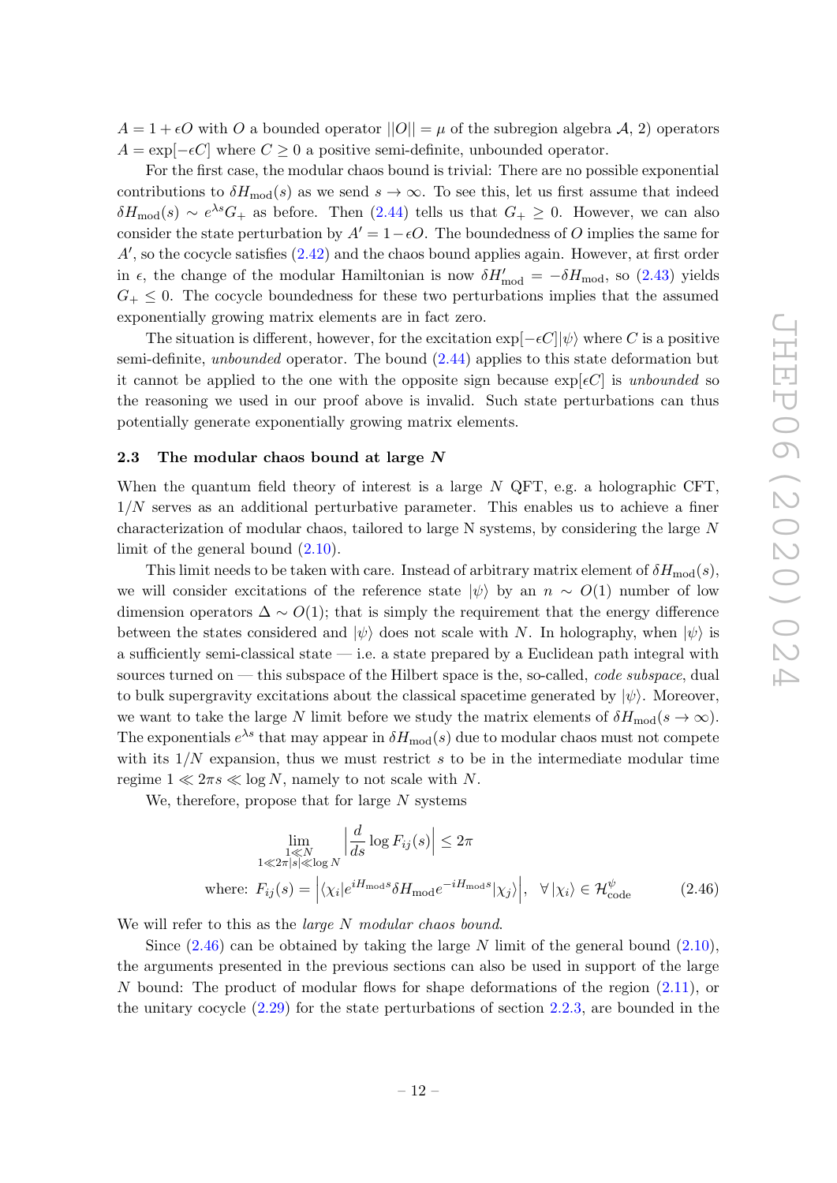$A = 1 + \epsilon O$ with $O$ a bounded operator $||O|| = \mu$ of the subregion algebra $\mathcal{A}$, 2) operators $A = \exp[-\epsilon C]$ where $C \geq 0$ a positive semi-definite, unbounded operator.

For the first case, the modular chaos bound is trivial: There are no possible exponential contributions to $\delta H_{\rm mod}(s)$ as we send $s \to \infty$. To see this, let us first assume that indeed $\delta H_{\rm mod}(s) \sim e^{\lambda s} G_+$ as before. Then (2.44) tells us that $G_+ \geq 0$. However, we can also consider the state perturbation by $A' = 1 - \epsilon O$. The boundedness of $O$ implies the same for $A'$, so the cocycle satisfies (2.42) and the chaos bound applies again. However, at first order in $\epsilon$, the change of the modular Hamiltonian is now $\delta H'_{\rm mod} = -\delta H_{\rm mod}$, so (2.43) yields $G_+ \leq 0$. The cocycle boundedness for these two perturbations implies that the assumed exponentially growing matrix elements are in fact zero.

The situation is different, however, for the excitation $\exp[-\epsilon C]|\psi\rangle$ where $C$ is a positive semi-definite, *unbounded* operator. The bound (2.44) applies to this state deformation but it cannot be applied to the one with the opposite sign because $\exp[\epsilon C]$ is *unbounded* so the reasoning we used in our proof above is invalid. Such state perturbations can thus potentially generate exponentially growing matrix elements.

### 2.3 The modular chaos bound at large $N$

When the quantum field theory of interest is a large $N$ QFT, e.g. a holographic CFT, $1/N$ serves as an additional perturbative parameter. This enables us to achieve a finer characterization of modular chaos, tailored to large N systems, by considering the large $N$ limit of the general bound (2.10).

This limit needs to be taken with care. Instead of arbitrary matrix element of $\delta H_{\rm mod}(s)$, we will consider excitations of the reference state $|\psi\rangle$ by an $n \sim O(1)$ number of low dimension operators $\Delta \sim O(1)$; that is simply the requirement that the energy difference between the states considered and $|\psi\rangle$ does not scale with $N$. In holography, when $|\psi\rangle$ is a sufficiently semi-classical state — i.e. a state prepared by a Euclidean path integral with sources turned on — this subspace of the Hilbert space is the, so-called, *code subspace*, dual to bulk supergravity excitations about the classical spacetime generated by $|\psi\rangle$. Moreover, we want to take the large $N$ limit before we study the matrix elements of $\delta H_{\rm mod}(s \to \infty)$. The exponentials $e^{\lambda s}$ that may appear in $\delta H_{\rm mod}(s)$ due to modular chaos must not compete with its $1/N$ expansion, thus we must restrict $s$ to be in the intermediate modular time regime $1 \ll 2\pi s \ll \log N$, namely to not scale with $N$.

We, therefore, propose that for large $N$ systems

$$\lim_{\substack{1 \ll N \\ 1 \ll 2\pi|s| \ll \log N}} \left| \frac{d}{ds} \log F_{ij}(s) \right| \leq 2\pi$$

$$\text{where: } F_{ij}(s) = \left| \langle \chi_i | e^{iH_{\rm mod} s} \delta H_{\rm mod} e^{-iH_{\rm mod} s} | \chi_j \rangle \right|, \quad \forall |\chi_i\rangle \in \mathcal{H}^{\psi}_{\rm code} \tag{2.46}$$

We will refer to this as the *large $N$ modular chaos bound*.

Since (2.46) can be obtained by taking the large $N$ limit of the general bound (2.10), the arguments presented in the previous sections can also be used in support of the large $N$ bound: The product of modular flows for shape deformations of the region (2.11), or the unitary cocycle (2.29) for the state perturbations of section 2.2.3, are bounded in the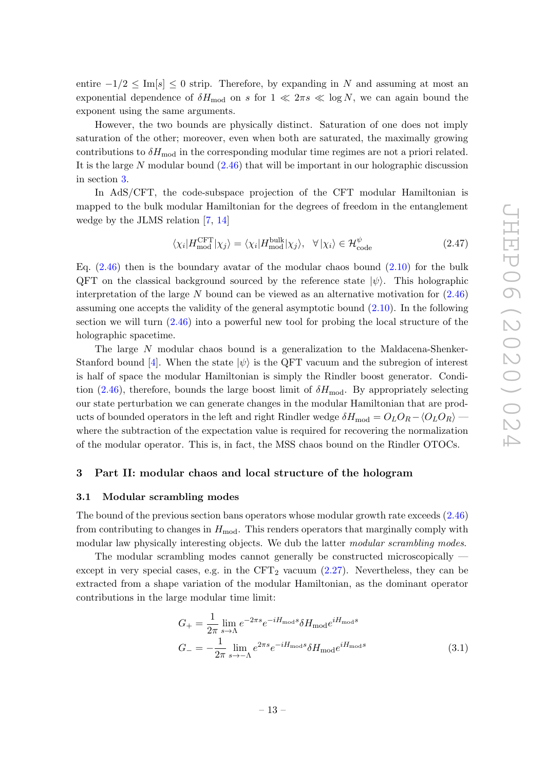entire $-1/2 \leq \text{Im}[s] \leq 0$ strip. Therefore, by expanding in $N$ and assuming at most an exponential dependence of $\delta H_{\text{mod}}$ on $s$ for $1 \ll 2\pi s \ll \log N$, we can again bound the exponent using the same arguments.

However, the two bounds are physically distinct. Saturation of one does not imply saturation of the other; moreover, even when both are saturated, the maximally growing contributions to $\delta H_{\text{mod}}$ in the corresponding modular time regimes are not a priori related. It is the large $N$ modular bound (2.46) that will be important in our holographic discussion in section 3.

In AdS/CFT, the code-subspace projection of the CFT modular Hamiltonian is mapped to the bulk modular Hamiltonian for the degrees of freedom in the entanglement wedge by the JLMS relation [7, 14]

$$\langle \chi_i | H^{\text{CFT}}_{\text{mod}} | \chi_j \rangle = \langle \chi_i | H^{\text{bulk}}_{\text{mod}} | \chi_j \rangle, \quad \forall \, |\chi_i\rangle \in \mathcal{H}^{\psi}_{\text{code}} \tag{2.47}$$

Eq. (2.46) then is the boundary avatar of the modular chaos bound (2.10) for the bulk QFT on the classical background sourced by the reference state $|\psi\rangle$. This holographic interpretation of the large $N$ bound can be viewed as an alternative motivation for (2.46) assuming one accepts the validity of the general asymptotic bound (2.10). In the following section we will turn (2.46) into a powerful new tool for probing the local structure of the holographic spacetime.

The large $N$ modular chaos bound is a generalization to the Maldacena-Shenker-Stanford bound [4]. When the state $|\psi\rangle$ is the QFT vacuum and the subregion of interest is half of space the modular Hamiltonian is simply the Rindler boost generator. Condition (2.46), therefore, bounds the large boost limit of $\delta H_{\text{mod}}$. By appropriately selecting our state perturbation we can generate changes in the modular Hamiltonian that are products of bounded operators in the left and right Rindler wedge $\delta H_{\text{mod}} = O_L O_R - \langle O_L O_R \rangle$ — where the subtraction of the expectation value is required for recovering the normalization of the modular operator. This is, in fact, the MSS chaos bound on the Rindler OTOCs.

## 3 Part II: modular chaos and local structure of the hologram

### 3.1 Modular scrambling modes

The bound of the previous section bans operators whose modular growth rate exceeds (2.46) from contributing to changes in $H_{\text{mod}}$. This renders operators that marginally comply with modular law physically interesting objects. We dub the latter *modular scrambling modes*.

The modular scrambling modes cannot generally be constructed microscopically — except in very special cases, e.g. in the CFT$_2$ vacuum (2.27). Nevertheless, they can be extracted from a shape variation of the modular Hamiltonian, as the dominant operator contributions in the large modular time limit:

$$\begin{aligned}
G_+ &= \frac{1}{2\pi} \lim_{s \to \Lambda} e^{-2\pi s} e^{-iH_{\text{mod}} s} \delta H_{\text{mod}} e^{iH_{\text{mod}} s} \\
G_- &= -\frac{1}{2\pi} \lim_{s \to -\Lambda} e^{2\pi s} e^{-iH_{\text{mod}} s} \delta H_{\text{mod}} e^{iH_{\text{mod}} s}
\end{aligned} \tag{3.1}$$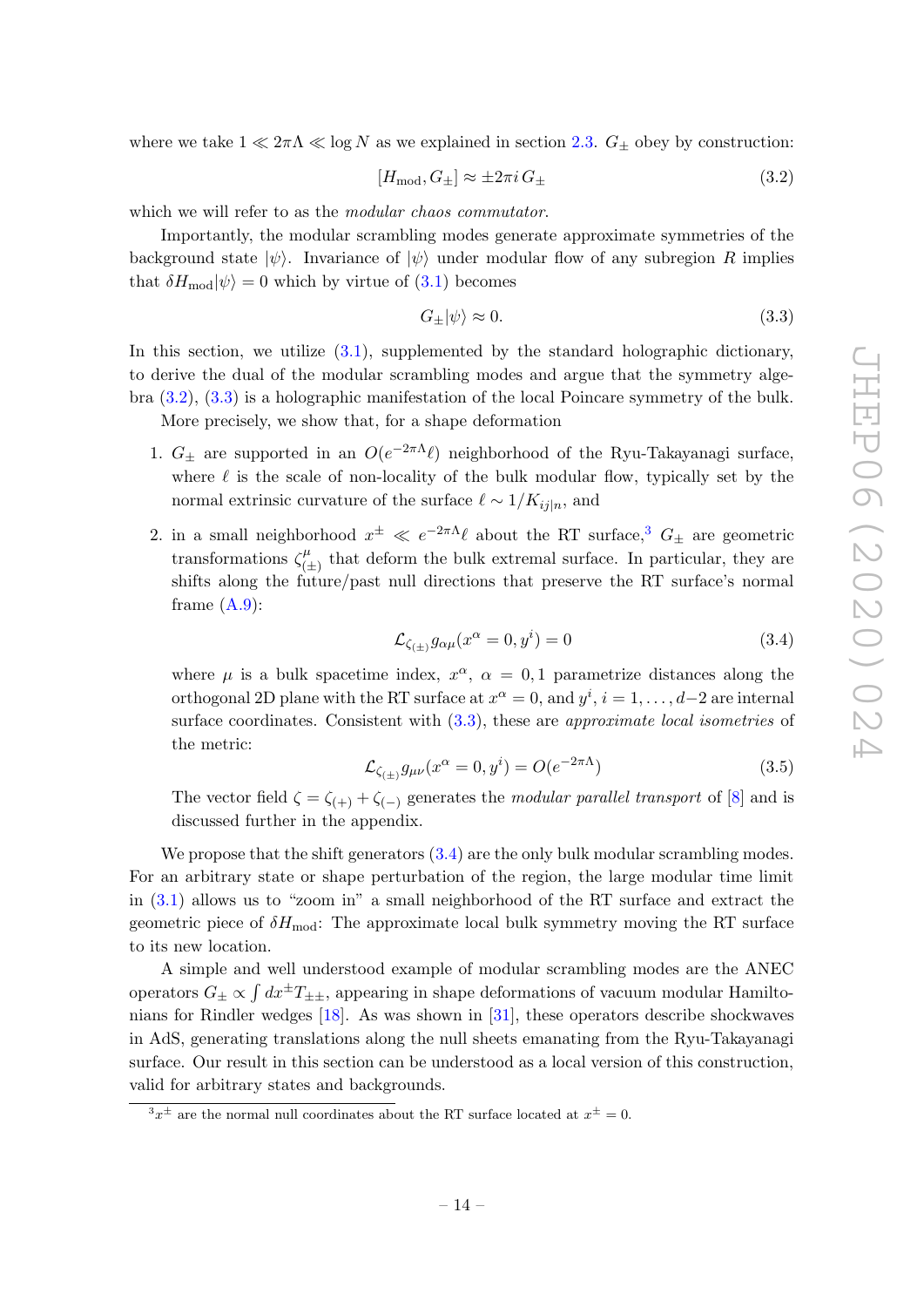where we take $1 \ll 2\pi\Lambda \ll \log N$ as we explained in section 2.3. $G_\pm$ obey by construction:

$$[H_{\text{mod}}, G_\pm] \approx \pm 2\pi i\, G_\pm \tag{3.2}$$

which we will refer to as the *modular chaos commutator*.

Importantly, the modular scrambling modes generate approximate symmetries of the background state $|\psi\rangle$. Invariance of $|\psi\rangle$ under modular flow of any subregion $R$ implies that $\delta H_{\text{mod}}|\psi\rangle = 0$ which by virtue of (3.1) becomes

$$G_\pm|\psi\rangle \approx 0. \tag{3.3}$$

In this section, we utilize (3.1), supplemented by the standard holographic dictionary, to derive the dual of the modular scrambling modes and argue that the symmetry algebra (3.2), (3.3) is a holographic manifestation of the local Poincare symmetry of the bulk.

More precisely, we show that, for a shape deformation

1. $G_\pm$ are supported in an $O(e^{-2\pi\Lambda}\ell)$ neighborhood of the Ryu-Takayanagi surface, where $\ell$ is the scale of non-locality of the bulk modular flow, typically set by the normal extrinsic curvature of the surface $\ell \sim 1/K_{ij|n}$, and

2. in a small neighborhood $x^\pm \ll e^{-2\pi\Lambda}\ell$ about the RT surface,[3] $G_\pm$ are geometric transformations $\zeta^\mu_{(\pm)}$ that deform the bulk extremal surface. In particular, they are shifts along the future/past null directions that preserve the RT surface's normal frame (A.9):

$$\mathcal{L}_{\zeta_{(\pm)}} g_{\alpha\mu}(x^\alpha = 0, y^i) = 0 \tag{3.4}$$

   where $\mu$ is a bulk spacetime index, $x^\alpha$, $\alpha = 0, 1$ parametrize distances along the orthogonal 2D plane with the RT surface at $x^\alpha = 0$, and $y^i$, $i = 1, \ldots, d-2$ are internal surface coordinates. Consistent with (3.3), these are *approximate local isometries* of the metric:

$$\mathcal{L}_{\zeta_{(\pm)}} g_{\mu\nu}(x^\alpha = 0, y^i) = O(e^{-2\pi\Lambda}) \tag{3.5}$$

   The vector field $\zeta = \zeta_{(+)} + \zeta_{(-)}$ generates the *modular parallel transport* of [8] and is discussed further in the appendix.

We propose that the shift generators (3.4) are the only bulk modular scrambling modes. For an arbitrary state or shape perturbation of the region, the large modular time limit in (3.1) allows us to "zoom in" a small neighborhood of the RT surface and extract the geometric piece of $\delta H_{\text{mod}}$: The approximate local bulk symmetry moving the RT surface to its new location.

A simple and well understood example of modular scrambling modes are the ANEC operators $G_\pm \propto \int dx^\pm T_{\pm\pm}$, appearing in shape deformations of vacuum modular Hamiltonians for Rindler wedges [18]. As was shown in [31], these operators describe shockwaves in AdS, generating translations along the null sheets emanating from the Ryu-Takayanagi surface. Our result in this section can be understood as a local version of this construction, valid for arbitrary states and backgrounds.

[3] $x^\pm$ are the normal null coordinates about the RT surface located at $x^\pm = 0$.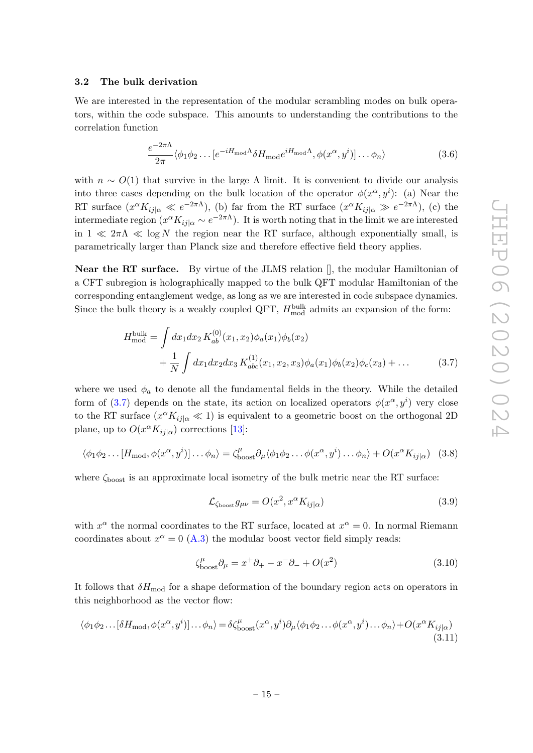### 3.2 The bulk derivation

We are interested in the representation of the modular scrambling modes on bulk operators, within the code subspace. This amounts to understanding the contributions to the correlation function

$$\frac{e^{-2\pi\Lambda}}{2\pi}\langle\phi_1\phi_2\ldots[e^{-iH_{\rm mod}\Lambda}\delta H_{\rm mod}e^{iH_{\rm mod}\Lambda},\phi(x^\alpha,y^i)]\ldots\phi_n\rangle \tag{3.6}$$

with $n\sim O(1)$ that survive in the large $\Lambda$ limit. It is convenient to divide our analysis into three cases depending on the bulk location of the operator $\phi(x^\alpha,y^i)$: (a) Near the RT surface ($x^\alpha K_{ij|\alpha}\ll e^{-2\pi\Lambda}$), (b) far from the RT surface ($x^\alpha K_{ij|\alpha}\gg e^{-2\pi\Lambda}$), (c) the intermediate region ($x^\alpha K_{ij|\alpha}\sim e^{-2\pi\Lambda}$). It is worth noting that in the limit we are interested in $1\ll 2\pi\Lambda\ll\log N$ the region near the RT surface, although exponentially small, is parametrically larger than Planck size and therefore effective field theory applies.

**Near the RT surface.** By virtue of the JLMS relation [], the modular Hamiltonian of a CFT subregion is holographically mapped to the bulk QFT modular Hamiltonian of the corresponding entanglement wedge, as long as we are interested in code subspace dynamics. Since the bulk theory is a weakly coupled QFT, $H^{\rm bulk}_{\rm mod}$ admits an expansion of the form:

$$\begin{aligned}H^{\rm bulk}_{\rm mod}=&\int dx_1dx_2\,K^{(0)}_{ab}(x_1,x_2)\phi_a(x_1)\phi_b(x_2)\\&+\frac{1}{N}\int dx_1dx_2dx_3\,K^{(1)}_{abc}(x_1,x_2,x_3)\phi_a(x_1)\phi_b(x_2)\phi_c(x_3)+\ldots\end{aligned} \tag{3.7}$$

where we used $\phi_a$ to denote all the fundamental fields in the theory. While the detailed form of (3.7) depends on the state, its action on localized operators $\phi(x^\alpha,y^i)$ very close to the RT surface ($x^\alpha K_{ij|\alpha}\ll 1$) is equivalent to a geometric boost on the orthogonal 2D plane, up to $O(x^\alpha K_{ij|\alpha})$ corrections [13]:

$$\langle\phi_1\phi_2\ldots[H_{\rm mod},\phi(x^\alpha,y^i)]\ldots\phi_n\rangle=\zeta^\mu_{\rm boost}\partial_\mu\langle\phi_1\phi_2\ldots\phi(x^\alpha,y^i)\ldots\phi_n\rangle+O(x^\alpha K_{ij|\alpha}) \tag{3.8}$$

where $\zeta_{\rm boost}$ is an approximate local isometry of the bulk metric near the RT surface:

$$\mathcal{L}_{\zeta_{\rm boost}}g_{\mu\nu}=O(x^2,x^\alpha K_{ij|\alpha}) \tag{3.9}$$

with $x^\alpha$ the normal coordinates to the RT surface, located at $x^\alpha=0$. In normal Riemann coordinates about $x^\alpha=0$ (A.3) the modular boost vector field simply reads:

$$\zeta^\mu_{\rm boost}\partial_\mu=x^+\partial_+-x^-\partial_-+O(x^2) \tag{3.10}$$

It follows that $\delta H_{\rm mod}$ for a shape deformation of the boundary region acts on operators in this neighborhood as the vector flow:

$$\langle\phi_1\phi_2\ldots[\delta H_{\rm mod},\phi(x^\alpha,y^i)]\ldots\phi_n\rangle=\delta\zeta^\mu_{\rm boost}(x^\alpha,y^i)\partial_\mu\langle\phi_1\phi_2\ldots\phi(x^\alpha,y^i)\ldots\phi_n\rangle+O(x^\alpha K_{ij|\alpha}) \tag{3.11}$$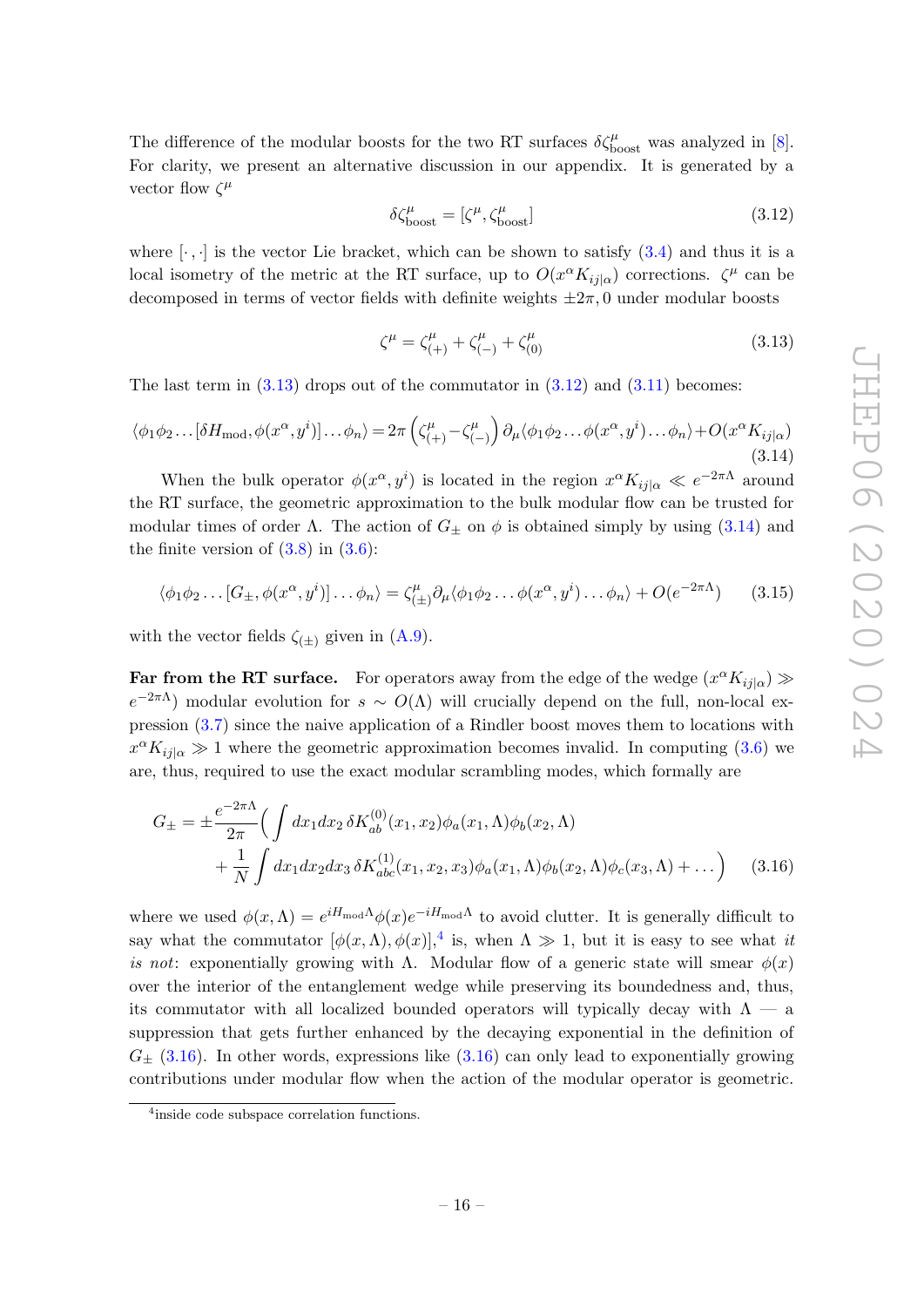The difference of the modular boosts for the two RT surfaces $\delta\zeta^\mu_{\rm boost}$ was analyzed in [8]. For clarity, we present an alternative discussion in our appendix. It is generated by a vector flow $\zeta^\mu$

$$\delta\zeta^\mu_{\rm boost} = [\zeta^\mu, \zeta^\mu_{\rm boost}] \tag{3.12}$$

where $[\cdot,\cdot]$ is the vector Lie bracket, which can be shown to satisfy (3.4) and thus it is a local isometry of the metric at the RT surface, up to $O(x^\alpha K_{ij|\alpha})$ corrections. $\zeta^\mu$ can be decomposed in terms of vector fields with definite weights $\pm 2\pi, 0$ under modular boosts

$$\zeta^\mu = \zeta^\mu_{(+)} + \zeta^\mu_{(-)} + \zeta^\mu_{(0)} \tag{3.13}$$

The last term in (3.13) drops out of the commutator in (3.12) and (3.11) becomes:

$$\langle\phi_1\phi_2\dots[\delta H_{\rm mod},\phi(x^\alpha,y^i)]\dots\phi_n\rangle = 2\pi\left(\zeta^\mu_{(+)} - \zeta^\mu_{(-)}\right)\partial_\mu\langle\phi_1\phi_2\dots\phi(x^\alpha,y^i)\dots\phi_n\rangle + O(x^\alpha K_{ij|\alpha}) \tag{3.14}$$

When the bulk operator $\phi(x^\alpha, y^i)$ is located in the region $x^\alpha K_{ij|\alpha} \ll e^{-2\pi\Lambda}$ around the RT surface, the geometric approximation to the bulk modular flow can be trusted for modular times of order $\Lambda$. The action of $G_\pm$ on $\phi$ is obtained simply by using (3.14) and the finite version of (3.8) in (3.6):

$$\langle\phi_1\phi_2\dots[G_\pm,\phi(x^\alpha,y^i)]\dots\phi_n\rangle = \zeta^\mu_{(\pm)}\partial_\mu\langle\phi_1\phi_2\dots\phi(x^\alpha,y^i)\dots\phi_n\rangle + O(e^{-2\pi\Lambda}) \tag{3.15}$$

with the vector fields $\zeta_{(\pm)}$ given in (A.9).

**Far from the RT surface.** For operators away from the edge of the wedge ($x^\alpha K_{ij|\alpha}) \gg e^{-2\pi\Lambda}$) modular evolution for $s \sim O(\Lambda)$ will crucially depend on the full, non-local expression (3.7) since the naive application of a Rindler boost moves them to locations with $x^\alpha K_{ij|\alpha} \gg 1$ where the geometric approximation becomes invalid. In computing (3.6) we are, thus, required to use the exact modular scrambling modes, which formally are

$$\begin{aligned} G_\pm = \pm\frac{e^{-2\pi\Lambda}}{2\pi}\Big(&\int dx_1 dx_2\, \delta K^{(0)}_{ab}(x_1,x_2)\phi_a(x_1,\Lambda)\phi_b(x_2,\Lambda) \\ &+ \frac{1}{N}\int dx_1 dx_2 dx_3\, \delta K^{(1)}_{abc}(x_1,x_2,x_3)\phi_a(x_1,\Lambda)\phi_b(x_2,\Lambda)\phi_c(x_3,\Lambda) + \dots\Big) \end{aligned} \tag{3.16}$$

where we used $\phi(x,\Lambda) = e^{iH_{\rm mod}\Lambda}\phi(x)e^{-iH_{\rm mod}\Lambda}$ to avoid clutter. It is generally difficult to say what the commutator $[\phi(x,\Lambda),\phi(x)]$,[4] is, when $\Lambda \gg 1$, but it is easy to see what *it is not*: exponentially growing with $\Lambda$. Modular flow of a generic state will smear $\phi(x)$ over the interior of the entanglement wedge while preserving its boundedness and, thus, its commutator with all localized bounded operators will typically decay with $\Lambda$ — a suppression that gets further enhanced by the decaying exponential in the definition of $G_\pm$ (3.16). In other words, expressions like (3.16) can only lead to exponentially growing contributions under modular flow when the action of the modular operator is geometric.

[4] inside code subspace correlation functions.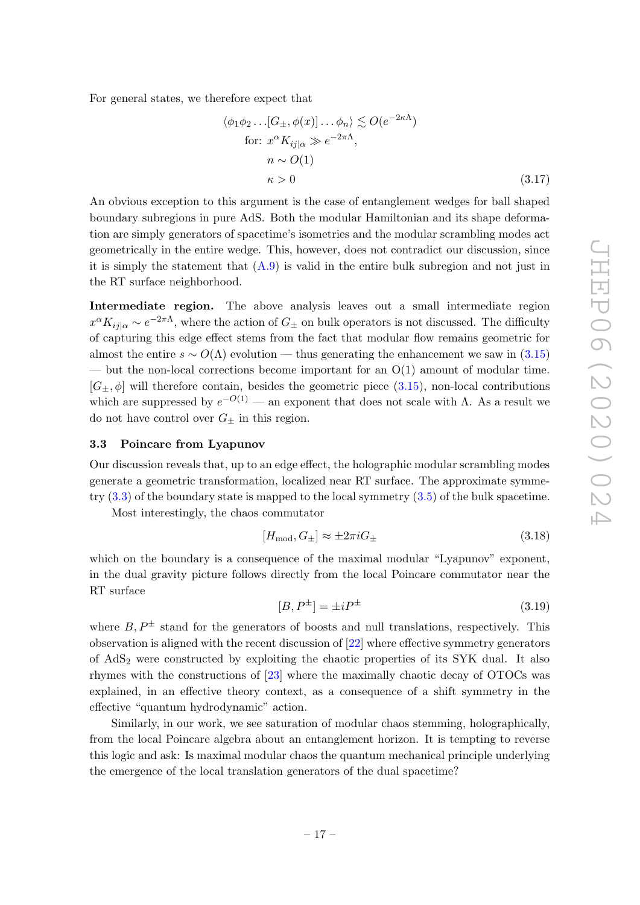For general states, we therefore expect that

$$
\begin{aligned}
&\langle \phi_1 \phi_2 \ldots [G_\pm, \phi(x)] \ldots \phi_n \rangle \lesssim O(e^{-2\kappa\Lambda}) \\
&\quad \text{for: } x^\alpha K_{ij|\alpha} \gg e^{-2\pi\Lambda}, \\
&\quad\quad n \sim O(1) \\
&\quad\quad \kappa > 0
\end{aligned}
\tag{3.17}
$$

An obvious exception to this argument is the case of entanglement wedges for ball shaped boundary subregions in pure AdS. Both the modular Hamiltonian and its shape deformation are simply generators of spacetime's isometries and the modular scrambling modes act geometrically in the entire wedge. This, however, does not contradict our discussion, since it is simply the statement that (A.9) is valid in the entire bulk subregion and not just in the RT surface neighborhood.

**Intermediate region.** The above analysis leaves out a small intermediate region $x^\alpha K_{ij|\alpha} \sim e^{-2\pi\Lambda}$, where the action of $G_\pm$ on bulk operators is not discussed. The difficulty of capturing this edge effect stems from the fact that modular flow remains geometric for almost the entire $s \sim O(\Lambda)$ evolution — thus generating the enhancement we saw in (3.15) — but the non-local corrections become important for an O(1) amount of modular time. $[G_\pm, \phi]$ will therefore contain, besides the geometric piece (3.15), non-local contributions which are suppressed by $e^{-O(1)}$ — an exponent that does not scale with $\Lambda$. As a result we do not have control over $G_\pm$ in this region.

### 3.3 Poincare from Lyapunov

Our discussion reveals that, up to an edge effect, the holographic modular scrambling modes generate a geometric transformation, localized near RT surface. The approximate symmetry (3.3) of the boundary state is mapped to the local symmetry (3.5) of the bulk spacetime.

Most interestingly, the chaos commutator

$$
[H_{\text{mod}}, G_\pm] \approx \pm 2\pi i G_\pm \tag{3.18}
$$

which on the boundary is a consequence of the maximal modular "Lyapunov" exponent, in the dual gravity picture follows directly from the local Poincare commutator near the RT surface

$$
[B, P^\pm] = \pm i P^\pm \tag{3.19}
$$

where $B, P^\pm$ stand for the generators of boosts and null translations, respectively. This observation is aligned with the recent discussion of [22] where effective symmetry generators of $\text{AdS}_2$ were constructed by exploiting the chaotic properties of its SYK dual. It also rhymes with the constructions of [23] where the maximally chaotic decay of OTOCs was explained, in an effective theory context, as a consequence of a shift symmetry in the effective "quantum hydrodynamic" action.

Similarly, in our work, we see saturation of modular chaos stemming, holographically, from the local Poincare algebra about an entanglement horizon. It is tempting to reverse this logic and ask: Is maximal modular chaos the quantum mechanical principle underlying the emergence of the local translation generators of the dual spacetime?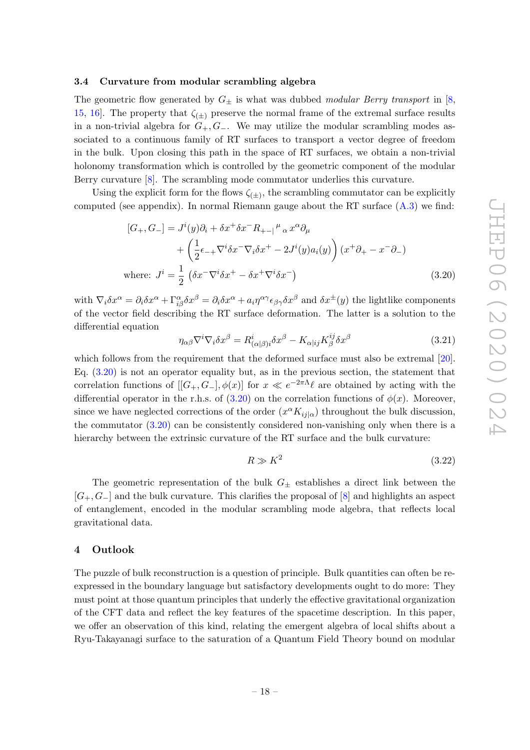### 3.4 Curvature from modular scrambling algebra

The geometric flow generated by $G_\pm$ is what was dubbed *modular Berry transport* in [8, 15, 16]. The property that $\zeta_{(\pm)}$ preserve the normal frame of the extremal surface results in a non-trivial algebra for $G_+, G_-$. We may utilize the modular scrambling modes associated to a continuous family of RT surfaces to transport a vector degree of freedom in the bulk. Upon closing this path in the space of RT surfaces, we obtain a non-trivial holonomy transformation which is controlled by the geometric component of the modular Berry curvature [8]. The scrambling mode commutator underlies this curvature.

Using the explicit form for the flows $\zeta_{(\pm)}$, the scrambling commutator can be explicitly computed (see appendix). In normal Riemann gauge about the RT surface (A.3) we find:

$$
\begin{aligned}
[G_+, G_-] &= J^i(y)\partial_i + \delta x^+ \delta x^- R_{+-|}{}^{\mu}{}_{\alpha}\, x^\alpha \partial_\mu \\
&\quad + \left(\frac{1}{2}\epsilon_{-+}\nabla^i \delta x^- \nabla_i \delta x^+ - 2J^i(y)a_i(y)\right)(x^+\partial_+ - x^-\partial_-) \\
\text{where: } J^i &= \frac{1}{2}\left(\delta x^- \nabla^i \delta x^+ - \delta x^+ \nabla^i \delta x^-\right)
\end{aligned}
\tag{3.20}
$$

with $\nabla_i \delta x^\alpha = \partial_i \delta x^\alpha + \Gamma^\alpha_{i\beta}\delta x^\beta = \partial_i \delta x^\alpha + a_i \eta^{\alpha\gamma}\epsilon_{\beta\gamma}\delta x^\beta$ and $\delta x^\pm(y)$ the lightlike components of the vector field describing the RT surface deformation. The latter is a solution to the differential equation

$$
\eta_{\alpha\beta}\nabla^i\nabla_i \delta x^\beta = R^i_{(\alpha|\beta)i}\delta x^\beta - K_{\alpha|ij}K^{ij}_\beta \delta x^\beta \tag{3.21}
$$

which follows from the requirement that the deformed surface must also be extremal [20]. Eq. (3.20) is not an operator equality but, as in the previous section, the statement that correlation functions of $[[G_+, G_-], \phi(x)]$ for $x \ll e^{-2\pi\Lambda}\ell$ are obtained by acting with the differential operator in the r.h.s. of (3.20) on the correlation functions of $\phi(x)$. Moreover, since we have neglected corrections of the order $(x^\alpha K_{ij|\alpha})$ throughout the bulk discussion, the commutator (3.20) can be consistently considered non-vanishing only when there is a hierarchy between the extrinsic curvature of the RT surface and the bulk curvature:

$$
R \gg K^2 \tag{3.22}
$$

The geometric representation of the bulk $G_\pm$ establishes a direct link between the $[G_+, G_-]$ and the bulk curvature. This clarifies the proposal of [8] and highlights an aspect of entanglement, encoded in the modular scrambling mode algebra, that reflects local gravitational data.

## 4 Outlook

The puzzle of bulk reconstruction is a question of principle. Bulk quantities can often be re-expressed in the boundary language but satisfactory developments ought to do more: They must point at those quantum principles that underly the effective gravitational organization of the CFT data and reflect the key features of the spacetime description. In this paper, we offer an observation of this kind, relating the emergent algebra of local shifts about a Ryu-Takayanagi surface to the saturation of a Quantum Field Theory bound on modular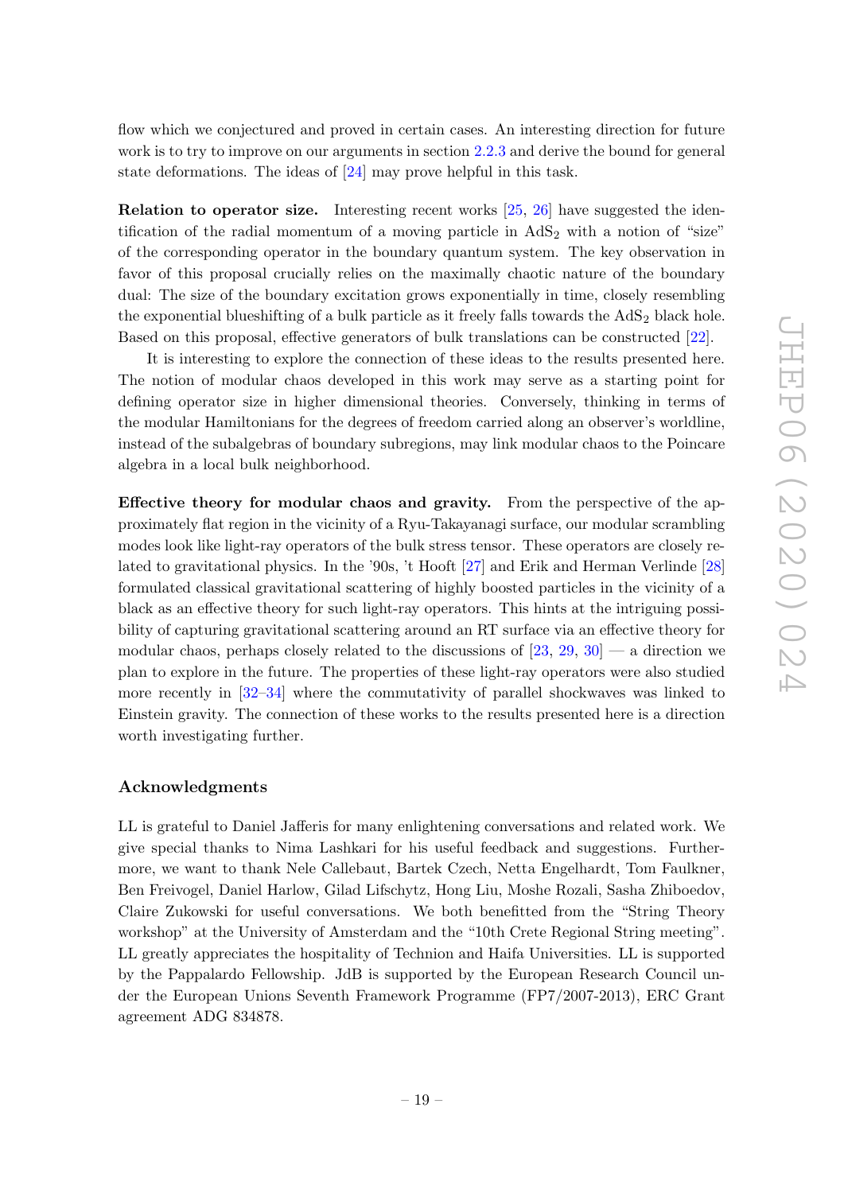flow which we conjectured and proved in certain cases. An interesting direction for future work is to try to improve on our arguments in section 2.2.3 and derive the bound for general state deformations. The ideas of [24] may prove helpful in this task.

**Relation to operator size.** Interesting recent works [25, 26] have suggested the identification of the radial momentum of a moving particle in $AdS_2$ with a notion of "size" of the corresponding operator in the boundary quantum system. The key observation in favor of this proposal crucially relies on the maximally chaotic nature of the boundary dual: The size of the boundary excitation grows exponentially in time, closely resembling the exponential blueshifting of a bulk particle as it freely falls towards the $AdS_2$ black hole. Based on this proposal, effective generators of bulk translations can be constructed [22].

It is interesting to explore the connection of these ideas to the results presented here. The notion of modular chaos developed in this work may serve as a starting point for defining operator size in higher dimensional theories. Conversely, thinking in terms of the modular Hamiltonians for the degrees of freedom carried along an observer's worldline, instead of the subalgebras of boundary subregions, may link modular chaos to the Poincare algebra in a local bulk neighborhood.

**Effective theory for modular chaos and gravity.** From the perspective of the approximately flat region in the vicinity of a Ryu-Takayanagi surface, our modular scrambling modes look like light-ray operators of the bulk stress tensor. These operators are closely related to gravitational physics. In the '90s, 't Hooft [27] and Erik and Herman Verlinde [28] formulated classical gravitational scattering of highly boosted particles in the vicinity of a black as an effective theory for such light-ray operators. This hints at the intriguing possibility of capturing gravitational scattering around an RT surface via an effective theory for modular chaos, perhaps closely related to the discussions of [23, 29, 30] — a direction we plan to explore in the future. The properties of these light-ray operators were also studied more recently in [32–34] where the commutativity of parallel shockwaves was linked to Einstein gravity. The connection of these works to the results presented here is a direction worth investigating further.

## Acknowledgments

LL is grateful to Daniel Jafferis for many enlightening conversations and related work. We give special thanks to Nima Lashkari for his useful feedback and suggestions. Furthermore, we want to thank Nele Callebaut, Bartek Czech, Netta Engelhardt, Tom Faulkner, Ben Freivogel, Daniel Harlow, Gilad Lifschytz, Hong Liu, Moshe Rozali, Sasha Zhiboedov, Claire Zukowski for useful conversations. We both benefitted from the "String Theory workshop" at the University of Amsterdam and the "10th Crete Regional String meeting". LL greatly appreciates the hospitality of Technion and Haifa Universities. LL is supported by the Pappalardo Fellowship. JdB is supported by the European Research Council under the European Unions Seventh Framework Programme (FP7/2007-2013), ERC Grant agreement ADG 834878.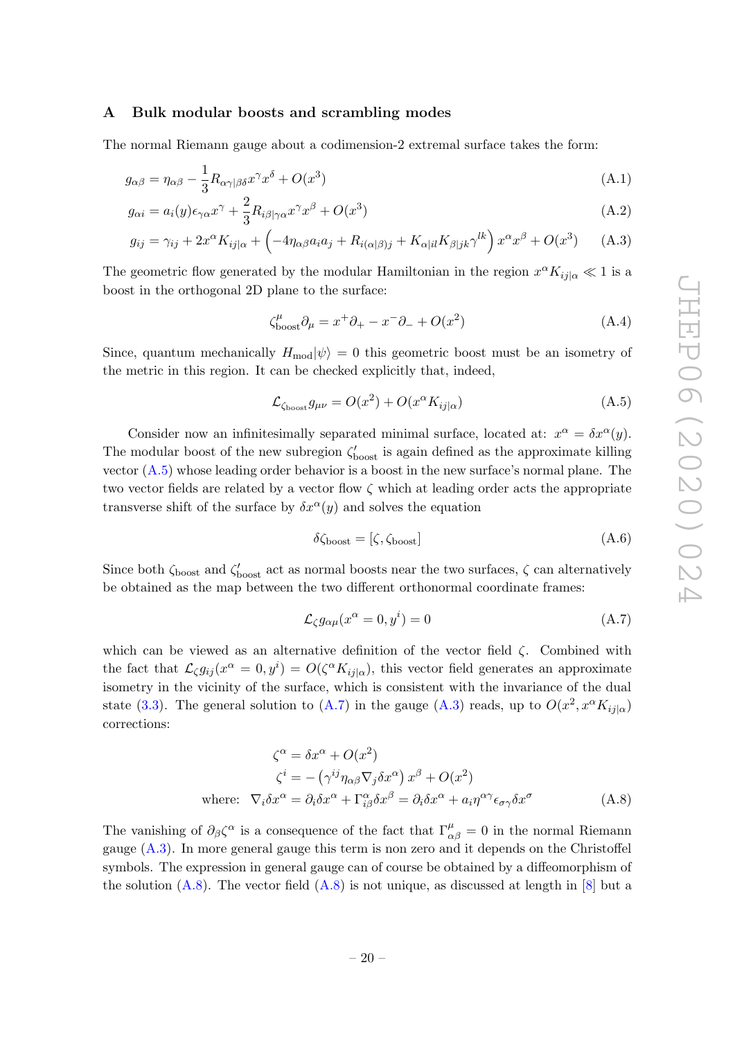## A Bulk modular boosts and scrambling modes

The normal Riemann gauge about a codimension-2 extremal surface takes the form:

$$g_{\alpha\beta} = \eta_{\alpha\beta} - \frac{1}{3} R_{\alpha\gamma|\beta\delta} x^\gamma x^\delta + O(x^3) \tag{A.1}$$

$$g_{\alpha i} = a_i(y)\epsilon_{\gamma\alpha} x^\gamma + \frac{2}{3} R_{i\beta|\gamma\alpha} x^\gamma x^\beta + O(x^3) \tag{A.2}$$

$$g_{ij} = \gamma_{ij} + 2x^\alpha K_{ij|\alpha} + \left(-4\eta_{\alpha\beta} a_i a_j + R_{i(\alpha|\beta)j} + K_{\alpha|il} K_{\beta|jk} \gamma^{lk}\right) x^\alpha x^\beta + O(x^3) \tag{A.3}$$

The geometric flow generated by the modular Hamiltonian in the region $x^\alpha K_{ij|\alpha} \ll 1$ is a boost in the orthogonal 2D plane to the surface:

$$\zeta^\mu_{\text{boost}} \partial_\mu = x^+ \partial_+ - x^- \partial_- + O(x^2) \tag{A.4}$$

Since, quantum mechanically $H_{\text{mod}}|\psi\rangle = 0$ this geometric boost must be an isometry of the metric in this region. It can be checked explicitly that, indeed,

$$\mathcal{L}_{\zeta_{\text{boost}}} g_{\mu\nu} = O(x^2) + O(x^\alpha K_{ij|\alpha}) \tag{A.5}$$

Consider now an infinitesimally separated minimal surface, located at: $x^\alpha = \delta x^\alpha(y)$. The modular boost of the new subregion $\zeta'_{\text{boost}}$ is again defined as the approximate killing vector (A.5) whose leading order behavior is a boost in the new surface's normal plane. The two vector fields are related by a vector flow $\zeta$ which at leading order acts the appropriate transverse shift of the surface by $\delta x^\alpha(y)$ and solves the equation

$$\delta\zeta_{\text{boost}} = [\zeta, \zeta_{\text{boost}}] \tag{A.6}$$

Since both $\zeta_{\text{boost}}$ and $\zeta'_{\text{boost}}$ act as normal boosts near the two surfaces, $\zeta$ can alternatively be obtained as the map between the two different orthonormal coordinate frames:

$$\mathcal{L}_\zeta g_{\alpha\mu}(x^\alpha = 0, y^i) = 0 \tag{A.7}$$

which can be viewed as an alternative definition of the vector field $\zeta$. Combined with the fact that $\mathcal{L}_\zeta g_{ij}(x^\alpha = 0, y^i) = O(\zeta^\alpha K_{ij|\alpha})$, this vector field generates an approximate isometry in the vicinity of the surface, which is consistent with the invariance of the dual state (3.3). The general solution to (A.7) in the gauge (A.3) reads, up to $O(x^2, x^\alpha K_{ij|\alpha})$ corrections:

$$\begin{aligned}
\zeta^\alpha &= \delta x^\alpha + O(x^2) \\
\zeta^i &= -\left(\gamma^{ij}\eta_{\alpha\beta}\nabla_j \delta x^\alpha\right) x^\beta + O(x^2) \\
\text{where: } \nabla_i \delta x^\alpha &= \partial_i \delta x^\alpha + \Gamma^\alpha_{i\beta}\delta x^\beta = \partial_i \delta x^\alpha + a_i \eta^{\alpha\gamma}\epsilon_{\sigma\gamma}\delta x^\sigma
\end{aligned} \tag{A.8}$$

The vanishing of $\partial_\beta \zeta^\alpha$ is a consequence of the fact that $\Gamma^\mu_{\alpha\beta} = 0$ in the normal Riemann gauge (A.3). In more general gauge this term is non zero and it depends on the Christoffel symbols. The expression in general gauge can of course be obtained by a diffeomorphism of the solution (A.8). The vector field (A.8) is not unique, as discussed at length in [8] but a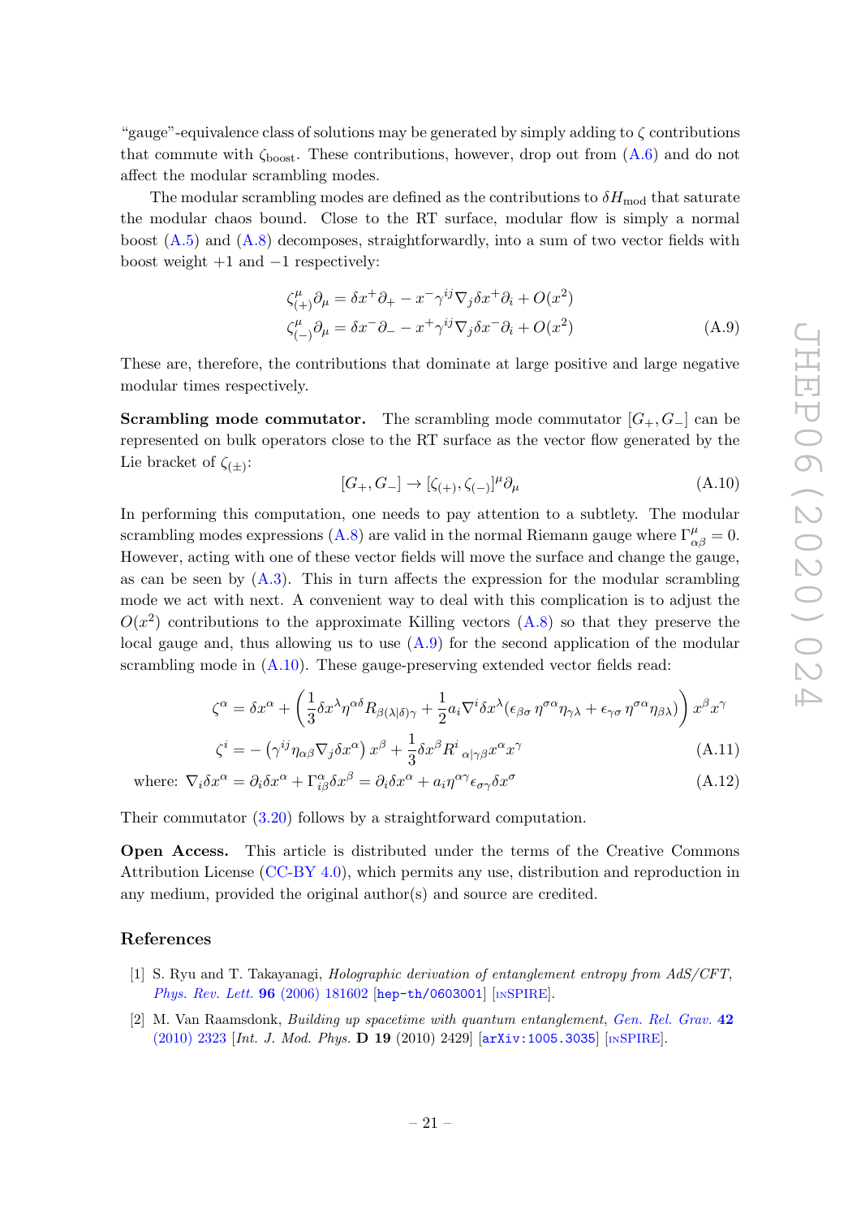"gauge"-equivalence class of solutions may be generated by simply adding to $\zeta$ contributions that commute with $\zeta_{\text{boost}}$. These contributions, however, drop out from (A.6) and do not affect the modular scrambling modes.

The modular scrambling modes are defined as the contributions to $\delta H_{\text{mod}}$ that saturate the modular chaos bound. Close to the RT surface, modular flow is simply a normal boost (A.5) and (A.8) decomposes, straightforwardly, into a sum of two vector fields with boost weight $+1$ and $-1$ respectively:

$$
\begin{aligned}
\zeta^{\mu}_{(+)}\partial_\mu &= \delta x^+ \partial_+ - x^- \gamma^{ij}\nabla_j \delta x^+ \partial_i + O(x^2) \\
\zeta^{\mu}_{(-)}\partial_\mu &= \delta x^- \partial_- - x^+ \gamma^{ij}\nabla_j \delta x^- \partial_i + O(x^2)
\end{aligned}
\tag{A.9}
$$

These are, therefore, the contributions that dominate at large positive and large negative modular times respectively.

**Scrambling mode commutator.** The scrambling mode commutator $[G_+, G_-]$ can be represented on bulk operators close to the RT surface as the vector flow generated by the Lie bracket of $\zeta_{(\pm)}$:

$$
[G_+, G_-] \to [\zeta_{(+)}, \zeta_{(-)}]^{\mu}\partial_\mu \tag{A.10}
$$

In performing this computation, one needs to pay attention to a subtlety. The modular scrambling modes expressions (A.8) are valid in the normal Riemann gauge where $\Gamma^{\mu}_{\alpha\beta} = 0$. However, acting with one of these vector fields will move the surface and change the gauge, as can be seen by (A.3). This in turn affects the expression for the modular scrambling mode we act with next. A convenient way to deal with this complication is to adjust the $O(x^2)$ contributions to the approximate Killing vectors (A.8) so that they preserve the local gauge and, thus allowing us to use (A.9) for the second application of the modular scrambling mode in (A.10). These gauge-preserving extended vector fields read:

$$
\begin{aligned}
\zeta^{\alpha} &= \delta x^{\alpha} + \left(\frac{1}{3}\delta x^{\lambda}\eta^{\alpha\delta}R_{\beta(\lambda|\delta)\gamma} + \frac{1}{2}a_i \nabla^i \delta x^{\lambda}(\epsilon_{\beta\sigma}\,\eta^{\sigma\alpha}\eta_{\gamma\lambda} + \epsilon_{\gamma\sigma}\,\eta^{\sigma\alpha}\eta_{\beta\lambda})\right) x^{\beta}x^{\gamma} \\
\zeta^{i} &= -\left(\gamma^{ij}\eta_{\alpha\beta}\nabla_j \delta x^{\alpha}\right) x^{\beta} + \frac{1}{3}\delta x^{\beta} R^{i}{}_{\alpha|\gamma\beta} x^{\alpha}x^{\gamma}
\end{aligned}
\tag{A.11}
$$

$$
\text{where: } \nabla_i \delta x^{\alpha} = \partial_i \delta x^{\alpha} + \Gamma^{\alpha}_{i\beta}\delta x^{\beta} = \partial_i \delta x^{\alpha} + a_i \eta^{\alpha\gamma}\epsilon_{\sigma\gamma}\delta x^{\sigma} \tag{A.12}
$$

Their commutator (3.20) follows by a straightforward computation.

**Open Access.** This article is distributed under the terms of the Creative Commons Attribution License (CC-BY 4.0), which permits any use, distribution and reproduction in any medium, provided the original author(s) and source are credited.

## References

[1] S. Ryu and T. Takayanagi, *Holographic derivation of entanglement entropy from AdS/CFT*, *Phys. Rev. Lett.* **96** (2006) 181602 [hep-th/0603001] [INSPIRE].

[2] M. Van Raamsdonk, *Building up spacetime with quantum entanglement*, *Gen. Rel. Grav.* **42** (2010) 2323 [*Int. J. Mod. Phys.* **D 19** (2010) 2429] [arXiv:1005.3035] [INSPIRE].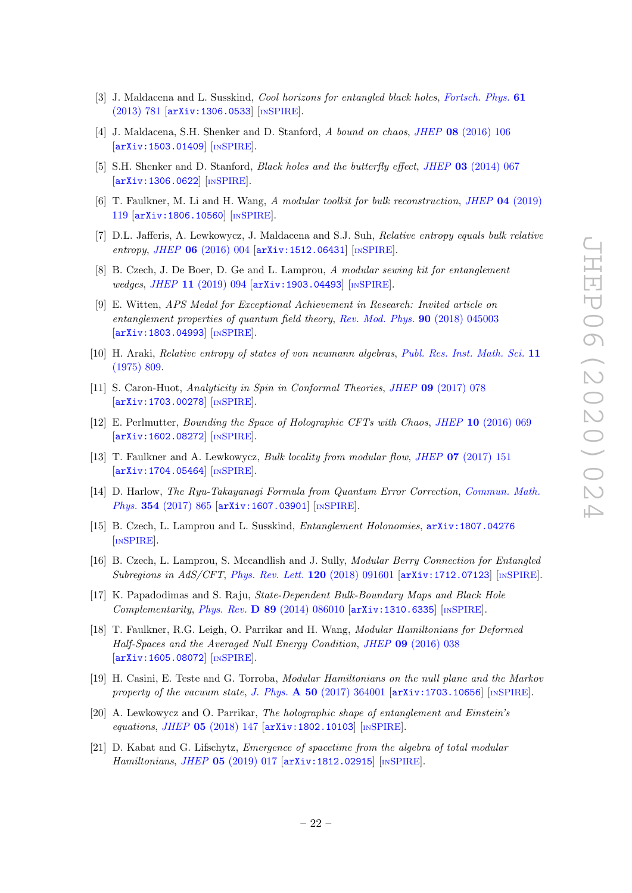- [3] J. Maldacena and L. Susskind, *Cool horizons for entangled black holes*, Fortsch. Phys. **61** (2013) 781 [arXiv:1306.0533] [INSPIRE].
- [4] J. Maldacena, S.H. Shenker and D. Stanford, *A bound on chaos*, JHEP **08** (2016) 106 [arXiv:1503.01409] [INSPIRE].
- [5] S.H. Shenker and D. Stanford, *Black holes and the butterfly effect*, JHEP **03** (2014) 067 [arXiv:1306.0622] [INSPIRE].
- [6] T. Faulkner, M. Li and H. Wang, *A modular toolkit for bulk reconstruction*, JHEP **04** (2019) 119 [arXiv:1806.10560] [INSPIRE].
- [7] D.L. Jafferis, A. Lewkowycz, J. Maldacena and S.J. Suh, *Relative entropy equals bulk relative entropy*, JHEP **06** (2016) 004 [arXiv:1512.06431] [INSPIRE].
- [8] B. Czech, J. De Boer, D. Ge and L. Lamprou, *A modular sewing kit for entanglement wedges*, JHEP **11** (2019) 094 [arXiv:1903.04493] [INSPIRE].
- [9] E. Witten, *APS Medal for Exceptional Achievement in Research: Invited article on entanglement properties of quantum field theory*, Rev. Mod. Phys. **90** (2018) 045003 [arXiv:1803.04993] [INSPIRE].
- [10] H. Araki, *Relative entropy of states of von neumann algebras*, Publ. Res. Inst. Math. Sci. **11** (1975) 809.
- [11] S. Caron-Huot, *Analyticity in Spin in Conformal Theories*, JHEP **09** (2017) 078 [arXiv:1703.00278] [INSPIRE].
- [12] E. Perlmutter, *Bounding the Space of Holographic CFTs with Chaos*, JHEP **10** (2016) 069 [arXiv:1602.08272] [INSPIRE].
- [13] T. Faulkner and A. Lewkowycz, *Bulk locality from modular flow*, JHEP **07** (2017) 151 [arXiv:1704.05464] [INSPIRE].
- [14] D. Harlow, *The Ryu-Takayanagi Formula from Quantum Error Correction*, Commun. Math. Phys. **354** (2017) 865 [arXiv:1607.03901] [INSPIRE].
- [15] B. Czech, L. Lamprou and L. Susskind, *Entanglement Holonomies*, arXiv:1807.04276 [INSPIRE].
- [16] B. Czech, L. Lamprou, S. Mccandlish and J. Sully, *Modular Berry Connection for Entangled Subregions in AdS/CFT*, Phys. Rev. Lett. **120** (2018) 091601 [arXiv:1712.07123] [INSPIRE].
- [17] K. Papadodimas and S. Raju, *State-Dependent Bulk-Boundary Maps and Black Hole Complementarity*, Phys. Rev. **D 89** (2014) 086010 [arXiv:1310.6335] [INSPIRE].
- [18] T. Faulkner, R.G. Leigh, O. Parrikar and H. Wang, *Modular Hamiltonians for Deformed Half-Spaces and the Averaged Null Energy Condition*, JHEP **09** (2016) 038 [arXiv:1605.08072] [INSPIRE].
- [19] H. Casini, E. Teste and G. Torroba, *Modular Hamiltonians on the null plane and the Markov property of the vacuum state*, J. Phys. **A 50** (2017) 364001 [arXiv:1703.10656] [INSPIRE].
- [20] A. Lewkowycz and O. Parrikar, *The holographic shape of entanglement and Einstein's equations*, JHEP **05** (2018) 147 [arXiv:1802.10103] [INSPIRE].
- [21] D. Kabat and G. Lifschytz, *Emergence of spacetime from the algebra of total modular Hamiltonians*, JHEP **05** (2019) 017 [arXiv:1812.02915] [INSPIRE].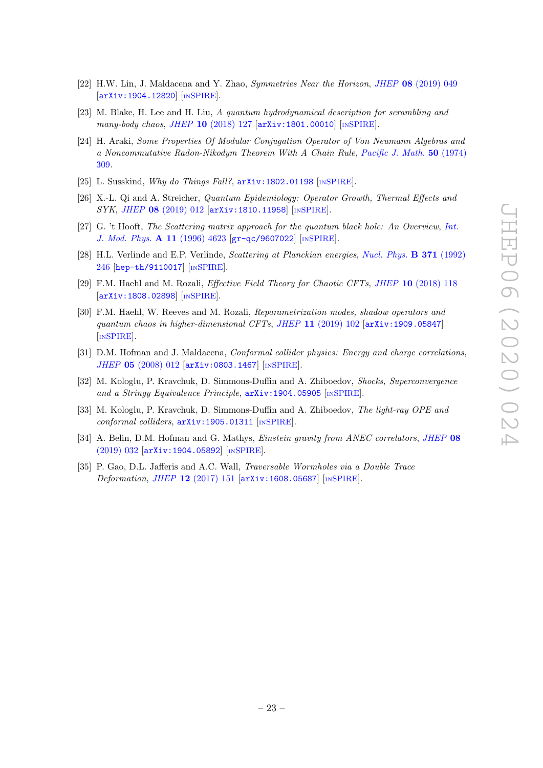[22] H.W. Lin, J. Maldacena and Y. Zhao, *Symmetries Near the Horizon*, JHEP **08** (2019) 049 [arXiv:1904.12820] [INSPIRE].

[23] M. Blake, H. Lee and H. Liu, *A quantum hydrodynamical description for scrambling and many-body chaos*, JHEP **10** (2018) 127 [arXiv:1801.00010] [INSPIRE].

[24] H. Araki, *Some Properties Of Modular Conjugation Operator of Von Neumann Algebras and a Noncommutative Radon-Nikodym Theorem With A Chain Rule*, Pacific J. Math. **50** (1974) 309.

[25] L. Susskind, *Why do Things Fall?*, arXiv:1802.01198 [INSPIRE].

[26] X.-L. Qi and A. Streicher, *Quantum Epidemiology: Operator Growth, Thermal Effects and SYK*, JHEP **08** (2019) 012 [arXiv:1810.11958] [INSPIRE].

[27] G. 't Hooft, *The Scattering matrix approach for the quantum black hole: An Overview*, Int. J. Mod. Phys. **A 11** (1996) 4623 [gr-qc/9607022] [INSPIRE].

[28] H.L. Verlinde and E.P. Verlinde, *Scattering at Planckian energies*, Nucl. Phys. **B 371** (1992) 246 [hep-th/9110017] [INSPIRE].

[29] F.M. Haehl and M. Rozali, *Effective Field Theory for Chaotic CFTs*, JHEP **10** (2018) 118 [arXiv:1808.02898] [INSPIRE].

[30] F.M. Haehl, W. Reeves and M. Rozali, *Reparametrization modes, shadow operators and quantum chaos in higher-dimensional CFTs*, JHEP **11** (2019) 102 [arXiv:1909.05847] [INSPIRE].

[31] D.M. Hofman and J. Maldacena, *Conformal collider physics: Energy and charge correlations*, JHEP **05** (2008) 012 [arXiv:0803.1467] [INSPIRE].

[32] M. Kologlu, P. Kravchuk, D. Simmons-Duffin and A. Zhiboedov, *Shocks, Superconvergence and a Stringy Equivalence Principle*, arXiv:1904.05905 [INSPIRE].

[33] M. Kologlu, P. Kravchuk, D. Simmons-Duffin and A. Zhiboedov, *The light-ray OPE and conformal colliders*, arXiv:1905.01311 [INSPIRE].

[34] A. Belin, D.M. Hofman and G. Mathys, *Einstein gravity from ANEC correlators*, JHEP **08** (2019) 032 [arXiv:1904.05892] [INSPIRE].

[35] P. Gao, D.L. Jafferis and A.C. Wall, *Traversable Wormholes via a Double Trace Deformation*, JHEP **12** (2017) 151 [arXiv:1608.05687] [INSPIRE].